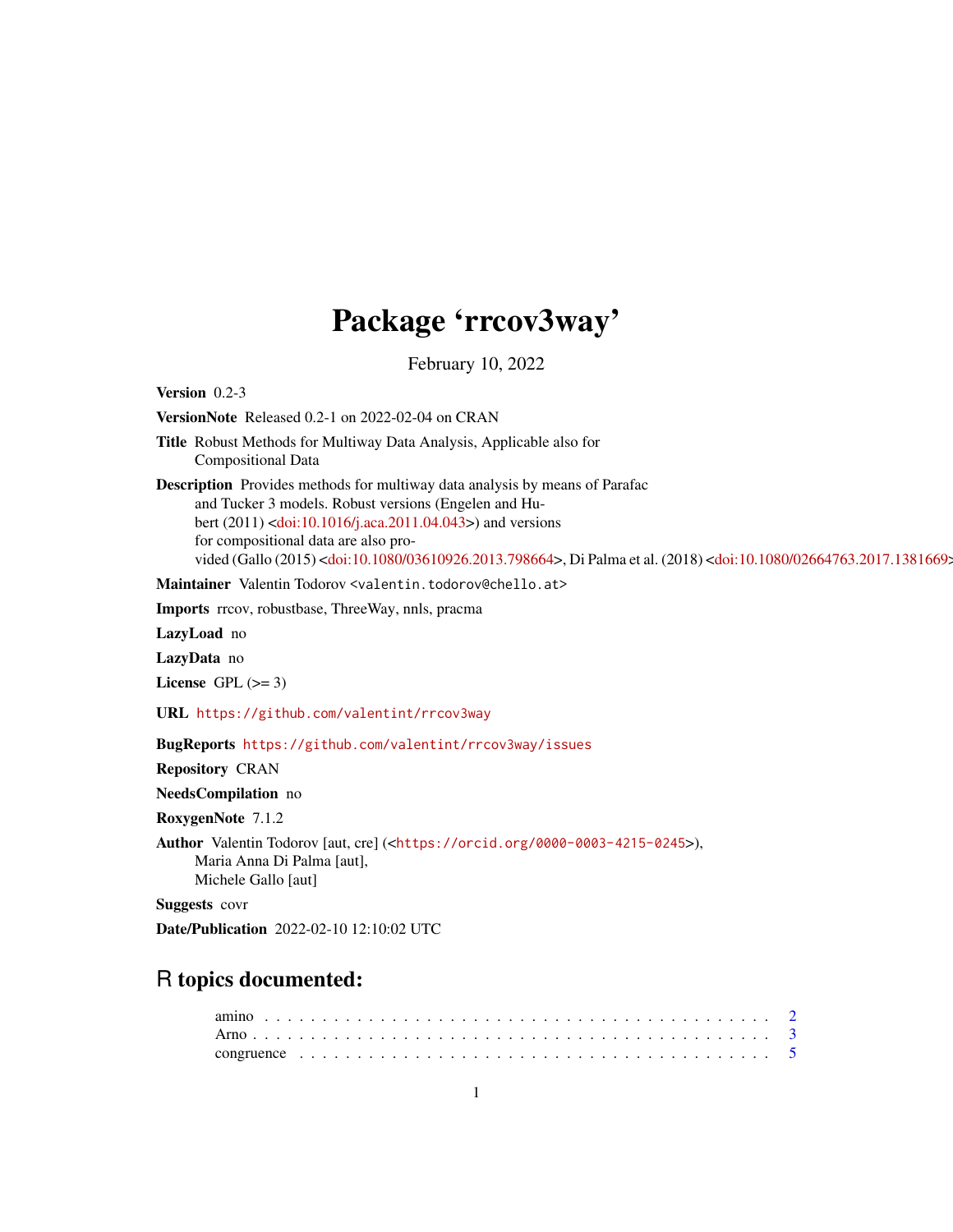# Package 'rrcov3way'

February 10, 2022

**Version** 0.2-3

**VersionNote** Released 0.2-1 on 2022-02-04 on CRAN

**Title** Robust Methods for Multiway Data Analysis, Applicable also for Compositional Data

**Description** Provides methods for multiway data analysis by means of Parafac and Tucker 3 models. Robust versions (Engelen and Hubert (2011) <doi:10.1016/j.aca.2011.04.043>) and versions for compositional data are also provided (Gallo (2015) <doi:10.1080/03610926.2013.798664>, Di Palma et al. (2018) <doi:10.1080/02664763.2017.1381669>

**Maintainer** Valentin Todorov <valentin.todorov@chello.at>

**Imports** rrcov, robustbase, ThreeWay, nnls, pracma

**LazyLoad** no

**LazyData** no

**License** GPL (>= 3)

**URL** https://github.com/valentint/rrcov3way

**BugReports** https://github.com/valentint/rrcov3way/issues

**Repository** CRAN

**NeedsCompilation** no

**RoxygenNote** 7.1.2

**Author** Valentin Todorov [aut, cre] (<https://orcid.org/0000-0003-4215-0245>), Maria Anna Di Palma [aut], Michele Gallo [aut]

**Suggests** covr

**Date/Publication** 2022-02-10 12:10:02 UTC

## R topics documented:

amino . . . . . . . . . . . . . . . . . . . . . . . . . . . . . . . . . . . . . . . . . . 2
Arno . . . . . . . . . . . . . . . . . . . . . . . . . . . . . . . . . . . . . . . . . . . 3
congruence . . . . . . . . . . . . . . . . . . . . . . . . . . . . . . . . . . . . . . 5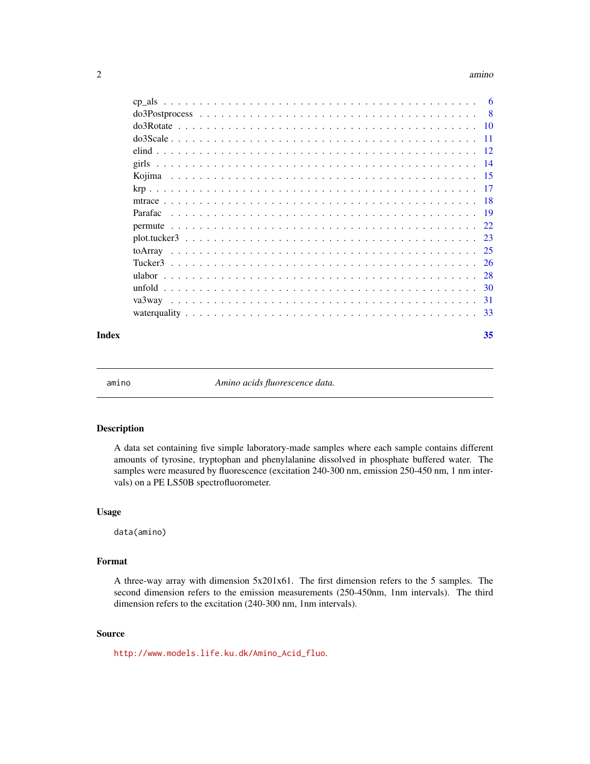cp_als . . . . . . . . . . . . . . . . . . . . . . . . . . . . . . . . . . . . . . . . 6
do3Postprocess . . . . . . . . . . . . . . . . . . . . . . . . . . . . . . . . . . . . 8
do3Rotate . . . . . . . . . . . . . . . . . . . . . . . . . . . . . . . . . . . . . . . 10
do3Scale . . . . . . . . . . . . . . . . . . . . . . . . . . . . . . . . . . . . . . . 11
elind . . . . . . . . . . . . . . . . . . . . . . . . . . . . . . . . . . . . . . . . 12
girls . . . . . . . . . . . . . . . . . . . . . . . . . . . . . . . . . . . . . . . . 14
Kojima . . . . . . . . . . . . . . . . . . . . . . . . . . . . . . . . . . . . . . . 15
krp . . . . . . . . . . . . . . . . . . . . . . . . . . . . . . . . . . . . . . . . . 17
mtrace . . . . . . . . . . . . . . . . . . . . . . . . . . . . . . . . . . . . . . . 18
Parafac . . . . . . . . . . . . . . . . . . . . . . . . . . . . . . . . . . . . . . . 19
permute . . . . . . . . . . . . . . . . . . . . . . . . . . . . . . . . . . . . . . . 22
plot.tucker3 . . . . . . . . . . . . . . . . . . . . . . . . . . . . . . . . . . . . . 23
toArray . . . . . . . . . . . . . . . . . . . . . . . . . . . . . . . . . . . . . . . 25
Tucker3 . . . . . . . . . . . . . . . . . . . . . . . . . . . . . . . . . . . . . . . 26
ulabor . . . . . . . . . . . . . . . . . . . . . . . . . . . . . . . . . . . . . . . 28
unfold . . . . . . . . . . . . . . . . . . . . . . . . . . . . . . . . . . . . . . . 30
va3way . . . . . . . . . . . . . . . . . . . . . . . . . . . . . . . . . . . . . . . 31
waterquality . . . . . . . . . . . . . . . . . . . . . . . . . . . . . . . . . . . . 33

**Index** **35**

---

`amino` *Amino acids fluorescence data.*

---

## Description

A data set containing five simple laboratory-made samples where each sample contains different amounts of tyrosine, tryptophan and phenylalanine dissolved in phosphate buffered water. The samples were measured by fluorescence (excitation 240-300 nm, emission 250-450 nm, 1 nm intervals) on a PE LS50B spectrofluorometer.

## Usage

```
data(amino)
```

## Format

A three-way array with dimension 5x201x61. The first dimension refers to the 5 samples. The second dimension refers to the emission measurements (250-450nm, 1nm intervals). The third dimension refers to the excitation (240-300 nm, 1nm intervals).

## Source

http://www.models.life.ku.dk/Amino_Acid_fluo.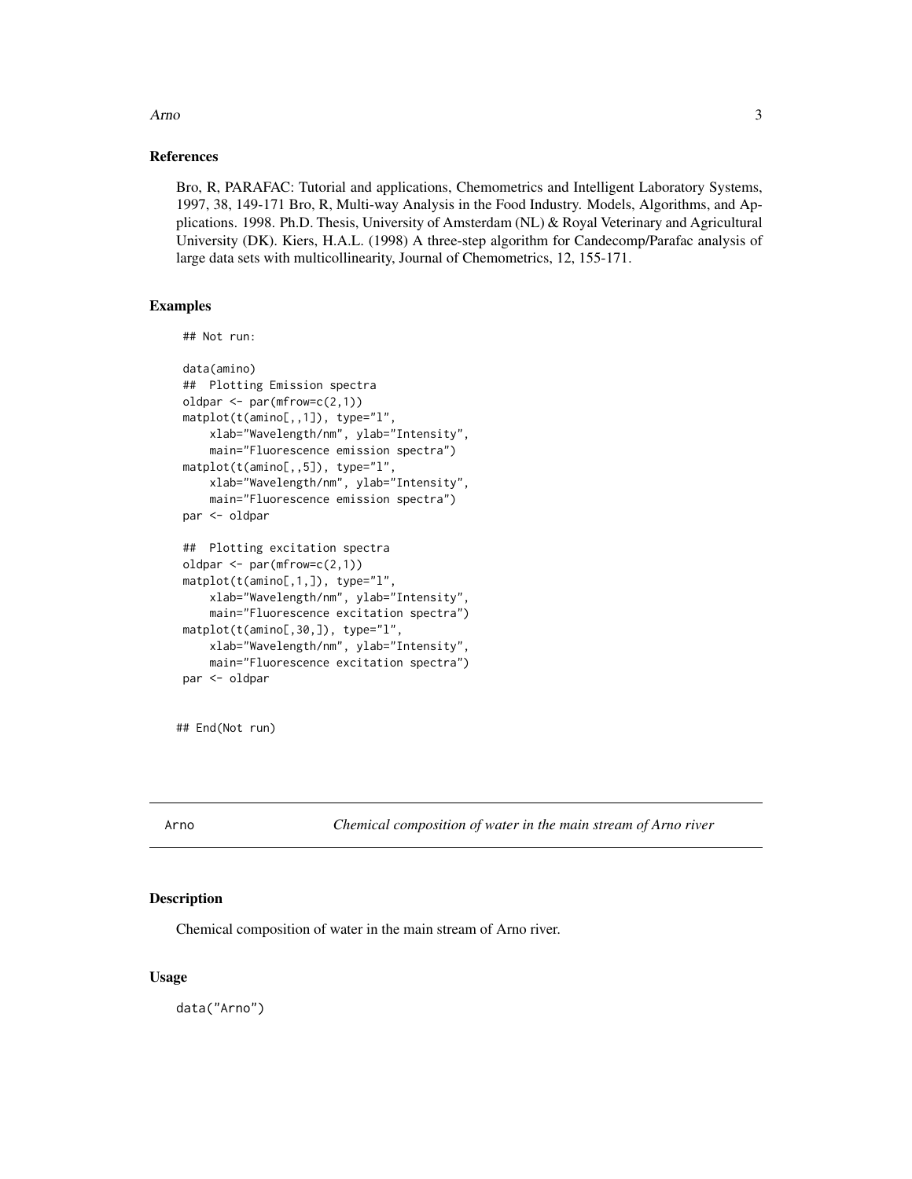### References

Bro, R, PARAFAC: Tutorial and applications, Chemometrics and Intelligent Laboratory Systems, 1997, 38, 149-171 Bro, R, Multi-way Analysis in the Food Industry. Models, Algorithms, and Applications. 1998. Ph.D. Thesis, University of Amsterdam (NL) & Royal Veterinary and Agricultural University (DK). Kiers, H.A.L. (1998) A three-step algorithm for Candecomp/Parafac analysis of large data sets with multicollinearity, Journal of Chemometrics, 12, 155-171.

### Examples

```
## Not run:

data(amino)
##  Plotting Emission spectra
oldpar <- par(mfrow=c(2,1))
matplot(t(amino[,,1]), type="l",
    xlab="Wavelength/nm", ylab="Intensity",
    main="Fluorescence emission spectra")
matplot(t(amino[,,5]), type="l",
    xlab="Wavelength/nm", ylab="Intensity",
    main="Fluorescence emission spectra")
par <- oldpar

##  Plotting excitation spectra
oldpar <- par(mfrow=c(2,1))
matplot(t(amino[,1,]), type="l",
    xlab="Wavelength/nm", ylab="Intensity",
    main="Fluorescence excitation spectra")
matplot(t(amino[,30,]), type="l",
    xlab="Wavelength/nm", ylab="Intensity",
    main="Fluorescence excitation spectra")
par <- oldpar


## End(Not run)
```

---

## Arno — *Chemical composition of water in the main stream of Arno river*

### Description

Chemical composition of water in the main stream of Arno river.

### Usage

```
data("Arno")
```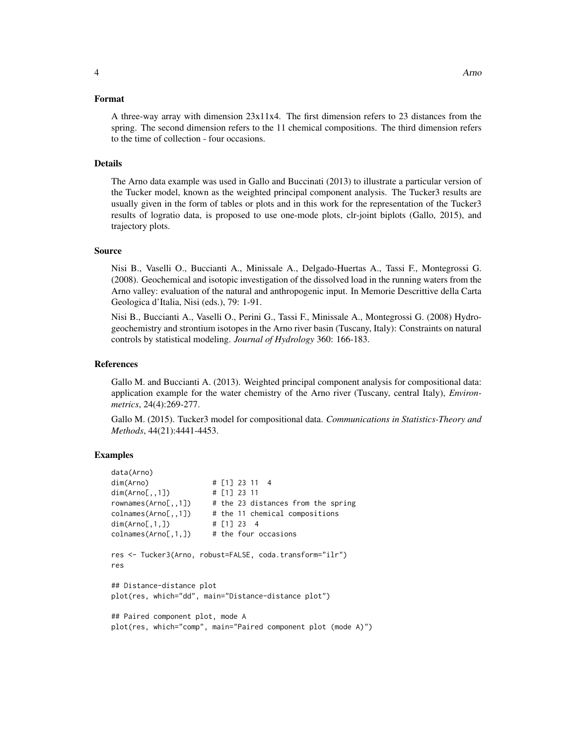### Format

A three-way array with dimension 23x11x4. The first dimension refers to 23 distances from the spring. The second dimension refers to the 11 chemical compositions. The third dimension refers to the time of collection - four occasions.

### Details

The Arno data example was used in Gallo and Buccinati (2013) to illustrate a particular version of the Tucker model, known as the weighted principal component analysis. The Tucker3 results are usually given in the form of tables or plots and in this work for the representation of the Tucker3 results of logratio data, is proposed to use one-mode plots, clr-joint biplots (Gallo, 2015), and trajectory plots.

### Source

Nisi B., Vaselli O., Buccianti A., Minissale A., Delgado-Huertas A., Tassi F., Montegrossi G. (2008). Geochemical and isotopic investigation of the dissolved load in the running waters from the Arno valley: evaluation of the natural and anthropogenic input. In Memorie Descrittive della Carta Geologica d'Italia, Nisi (eds.), 79: 1-91.

Nisi B., Buccianti A., Vaselli O., Perini G., Tassi F., Minissale A., Montegrossi G. (2008) Hydrogeochemistry and strontium isotopes in the Arno river basin (Tuscany, Italy): Constraints on natural controls by statistical modeling. *Journal of Hydrology* 360: 166-183.

### References

Gallo M. and Buccianti A. (2013). Weighted principal component analysis for compositional data: application example for the water chemistry of the Arno river (Tuscany, central Italy), *Environmetrics*, 24(4):269-277.

Gallo M. (2015). Tucker3 model for compositional data. *Communications in Statistics-Theory and Methods*, 44(21):4441-4453.

### Examples

```
data(Arno)
dim(Arno)              # [1] 23 11  4
dim(Arno[,,1])         # [1] 23 11
rownames(Arno[,,1])    # the 23 distances from the spring
colnames(Arno[,,1])    # the 11 chemical compositions
dim(Arno[,1,])         # [1] 23  4
colnames(Arno[,1,])    # the four occasions

res <- Tucker3(Arno, robust=FALSE, coda.transform="ilr")
res

## Distance-distance plot
plot(res, which="dd", main="Distance-distance plot")

## Paired component plot, mode A
plot(res, which="comp", main="Paired component plot (mode A)")
```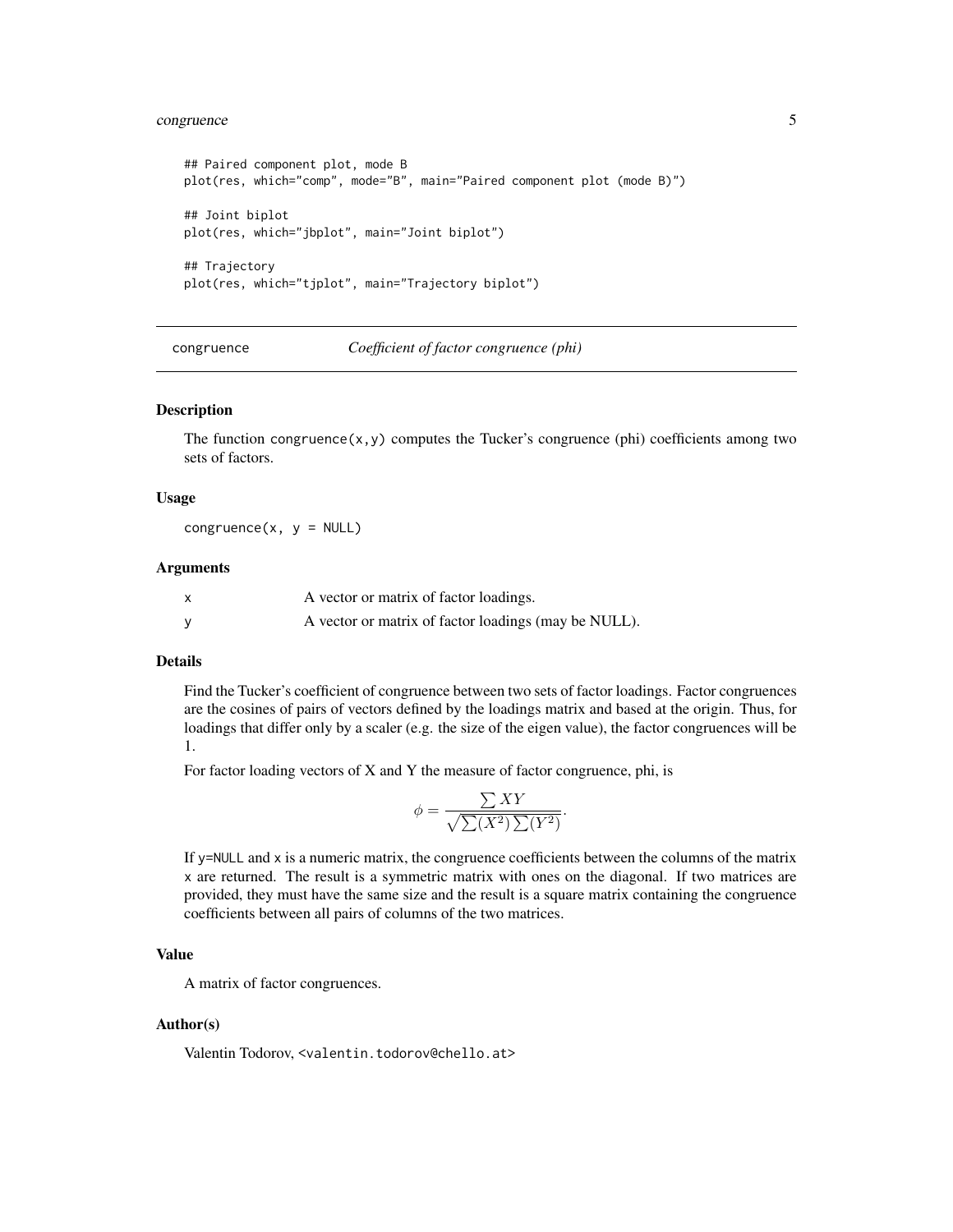```
## Paired component plot, mode B
plot(res, which="comp", mode="B", main="Paired component plot (mode B)")

## Joint biplot
plot(res, which="jbplot", main="Joint biplot")

## Trajectory
plot(res, which="tjplot", main="Trajectory biplot")
```

---

## congruence *Coefficient of factor congruence (phi)*

---

### Description

The function `congruence(x,y)` computes the Tucker's congruence (phi) coefficients among two sets of factors.

### Usage

```
congruence(x, y = NULL)
```

### Arguments

| | |
|---|---|
| x | A vector or matrix of factor loadings. |
| y | A vector or matrix of factor loadings (may be NULL). |

### Details

Find the Tucker's coefficient of congruence between two sets of factor loadings. Factor congruences are the cosines of pairs of vectors defined by the loadings matrix and based at the origin. Thus, for loadings that differ only by a scaler (e.g. the size of the eigen value), the factor congruences will be 1.

For factor loading vectors of X and Y the measure of factor congruence, phi, is

$$\phi = \frac{\sum XY}{\sqrt{\sum(X^2)\sum(Y^2)}}.$$

If `y=NULL` and `x` is a numeric matrix, the congruence coefficients between the columns of the matrix `x` are returned. The result is a symmetric matrix with ones on the diagonal. If two matrices are provided, they must have the same size and the result is a square matrix containing the congruence coefficients between all pairs of columns of the two matrices.

### Value

A matrix of factor congruences.

### Author(s)

Valentin Todorov, <valentin.todorov@chello.at>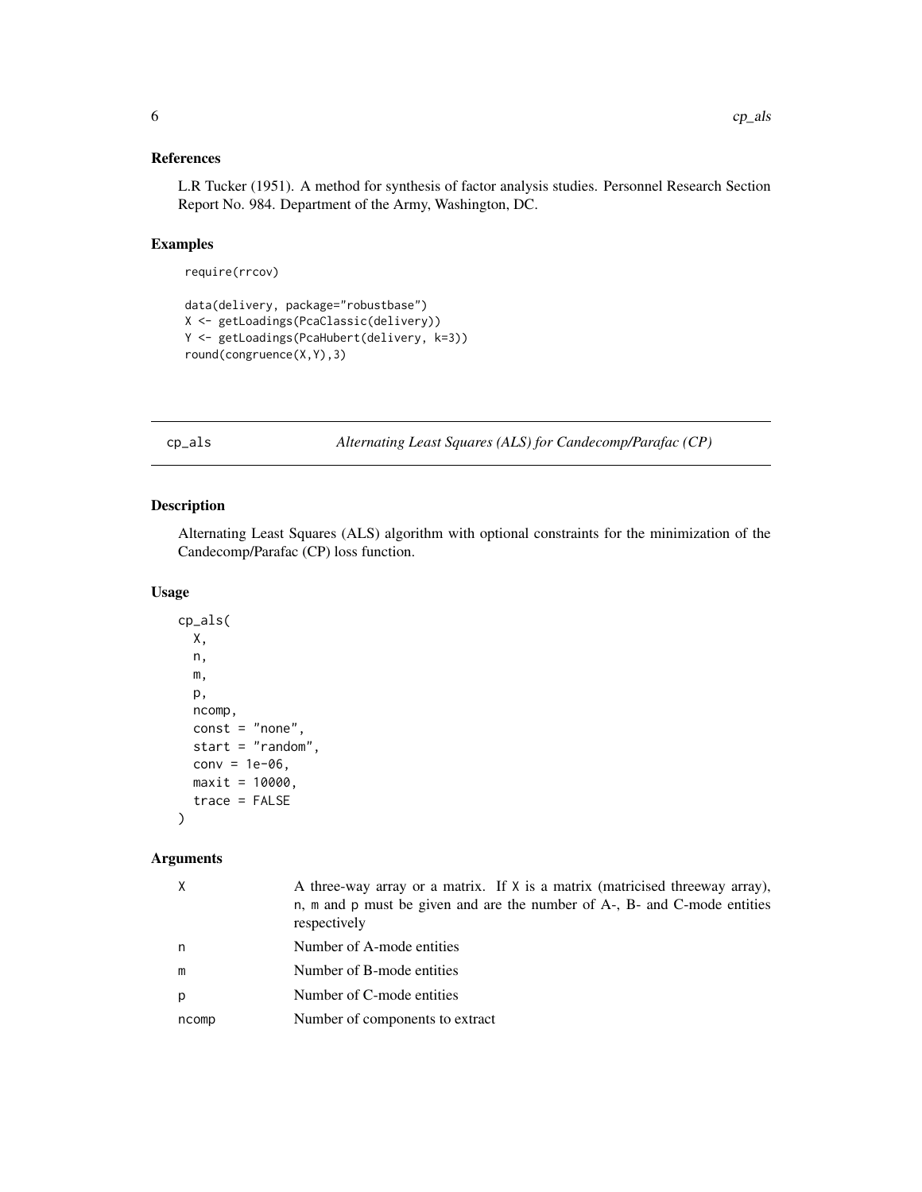## References

L.R Tucker (1951). A method for synthesis of factor analysis studies. Personnel Research Section Report No. 984. Department of the Army, Washington, DC.

## Examples

```
require(rrcov)

data(delivery, package="robustbase")
X <- getLoadings(PcaClassic(delivery))
Y <- getLoadings(PcaHubert(delivery, k=3))
round(congruence(X,Y),3)
```

---

# cp_als — *Alternating Least Squares (ALS) for Candecomp/Parafac (CP)*

## Description

Alternating Least Squares (ALS) algorithm with optional constraints for the minimization of the Candecomp/Parafac (CP) loss function.

## Usage

```
cp_als(
  X,
  n,
  m,
  p,
  ncomp,
  const = "none",
  start = "random",
  conv = 1e-06,
  maxit = 10000,
  trace = FALSE
)
```

## Arguments

| | |
|---|---|
| X | A three-way array or a matrix. If X is a matrix (matricised threeway array), n, m and p must be given and are the number of A-, B- and C-mode entities respectively |
| n | Number of A-mode entities |
| m | Number of B-mode entities |
| p | Number of C-mode entities |
| ncomp | Number of components to extract |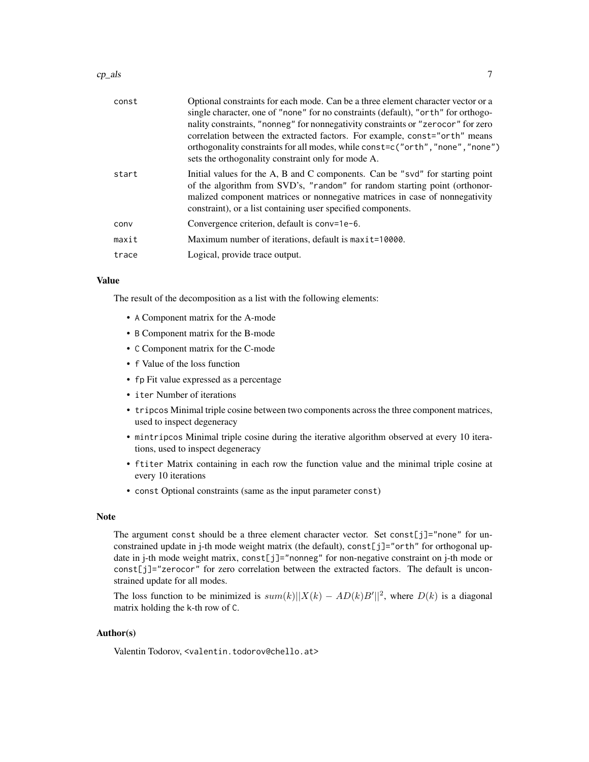| | |
|---|---|
| `const` | Optional constraints for each mode. Can be a three element character vector or a single character, one of "none" for no constraints (default), "orth" for orthogonality constraints, "nonneg" for nonnegativity constraints or "zerocor" for zero correlation between the extracted factors. For example, const="orth" means orthogonality constraints for all modes, while const=c("orth","none","none") sets the orthogonality constraint only for mode A. |
| `start` | Initial values for the A, B and C components. Can be "svd" for starting point of the algorithm from SVD's, "random" for random starting point (orthonormalized component matrices or nonnegative matrices in case of nonnegativity constraint), or a list containing user specified components. |
| `conv` | Convergence criterion, default is conv=1e-6. |
| `maxit` | Maximum number of iterations, default is maxit=10000. |
| `trace` | Logical, provide trace output. |

### Value

The result of the decomposition as a list with the following elements:

- `A` Component matrix for the A-mode
- `B` Component matrix for the B-mode
- `C` Component matrix for the C-mode
- `f` Value of the loss function
- `fp` Fit value expressed as a percentage
- `iter` Number of iterations
- `tripcos` Minimal triple cosine between two components across the three component matrices, used to inspect degeneracy
- `mintripcos` Minimal triple cosine during the iterative algorithm observed at every 10 iterations, used to inspect degeneracy
- `ftiter` Matrix containing in each row the function value and the minimal triple cosine at every 10 iterations
- `const` Optional constraints (same as the input parameter `const`)

### Note

The argument `const` should be a three element character vector. Set `const[j]="none"` for unconstrained update in j-th mode weight matrix (the default), `const[j]="orth"` for orthogonal update in j-th mode weight matrix, `const[j]="nonneg"` for non-negative constraint on j-th mode or `const[j]="zerocor"` for zero correlation between the extracted factors. The default is unconstrained update for all modes.

The loss function to be minimized is $sum(k)||X(k) - AD(k)B'||^2$, where $D(k)$ is a diagonal matrix holding the k-th row of `C`.

### Author(s)

Valentin Todorov, <valentin.todorov@chello.at>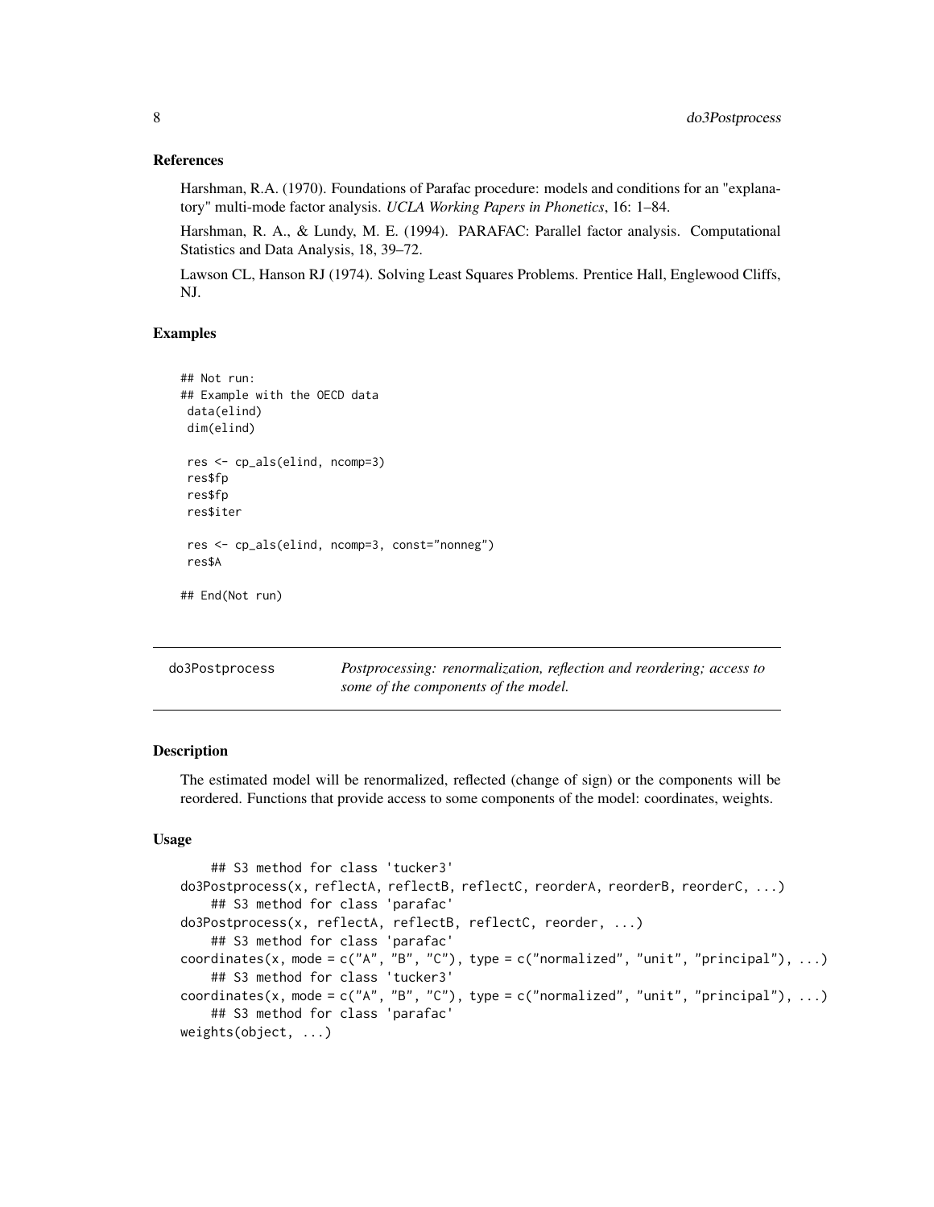### References

Harshman, R.A. (1970). Foundations of Parafac procedure: models and conditions for an "explanatory" multi-mode factor analysis. *UCLA Working Papers in Phonetics*, 16: 1–84.

Harshman, R. A., & Lundy, M. E. (1994). PARAFAC: Parallel factor analysis. Computational Statistics and Data Analysis, 18, 39–72.

Lawson CL, Hanson RJ (1974). Solving Least Squares Problems. Prentice Hall, Englewood Cliffs, NJ.

### Examples

```
## Not run:
## Example with the OECD data
 data(elind)
 dim(elind)

 res <- cp_als(elind, ncomp=3)
 res$fp
 res$fp
 res$iter

 res <- cp_als(elind, ncomp=3, const="nonneg")
 res$A

## End(Not run)
```

---

## do3Postprocess — *Postprocessing: renormalization, reflection and reordering; access to some of the components of the model.*

---

### Description

The estimated model will be renormalized, reflected (change of sign) or the components will be reordered. Functions that provide access to some components of the model: coordinates, weights.

### Usage

```
    ## S3 method for class 'tucker3'
do3Postprocess(x, reflectA, reflectB, reflectC, reorderA, reorderB, reorderC, ...)
    ## S3 method for class 'parafac'
do3Postprocess(x, reflectA, reflectB, reflectC, reorder, ...)
    ## S3 method for class 'parafac'
coordinates(x, mode = c("A", "B", "C"), type = c("normalized", "unit", "principal"), ...)
    ## S3 method for class 'tucker3'
coordinates(x, mode = c("A", "B", "C"), type = c("normalized", "unit", "principal"), ...)
    ## S3 method for class 'parafac'
weights(object, ...)
```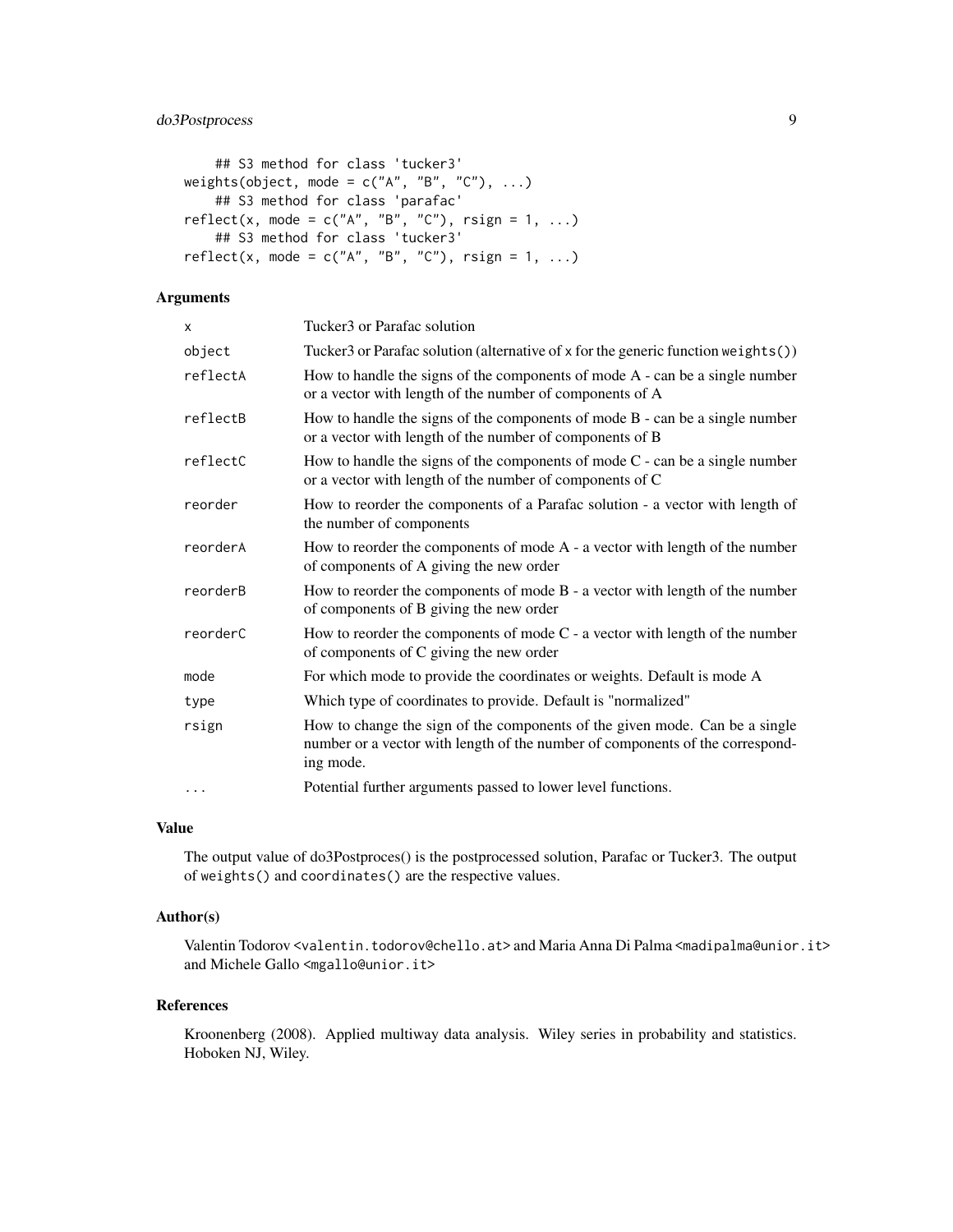```
    ## S3 method for class 'tucker3'
weights(object, mode = c("A", "B", "C"), ...)
    ## S3 method for class 'parafac'
reflect(x, mode = c("A", "B", "C"), rsign = 1, ...)
    ## S3 method for class 'tucker3'
reflect(x, mode = c("A", "B", "C"), rsign = 1, ...)
```

## Arguments

| | |
|---|---|
| `x` | Tucker3 or Parafac solution |
| `object` | Tucker3 or Parafac solution (alternative of `x` for the generic function `weights()`) |
| `reflectA` | How to handle the signs of the components of mode A - can be a single number or a vector with length of the number of components of A |
| `reflectB` | How to handle the signs of the components of mode B - can be a single number or a vector with length of the number of components of B |
| `reflectC` | How to handle the signs of the components of mode C - can be a single number or a vector with length of the number of components of C |
| `reorder` | How to reorder the components of a Parafac solution - a vector with length of the number of components |
| `reorderA` | How to reorder the components of mode A - a vector with length of the number of components of A giving the new order |
| `reorderB` | How to reorder the components of mode B - a vector with length of the number of components of B giving the new order |
| `reorderC` | How to reorder the components of mode C - a vector with length of the number of components of C giving the new order |
| `mode` | For which mode to provide the coordinates or weights. Default is mode A |
| `type` | Which type of coordinates to provide. Default is "normalized" |
| `rsign` | How to change the sign of the components of the given mode. Can be a single number or a vector with length of the number of components of the corresponding mode. |
| `...` | Potential further arguments passed to lower level functions. |

## Value

The output value of do3Postproces() is the postprocessed solution, Parafac or Tucker3. The output of `weights()` and `coordinates()` are the respective values.

## Author(s)

Valentin Todorov <valentin.todorov@chello.at> and Maria Anna Di Palma <madipalma@unior.it> and Michele Gallo <mgallo@unior.it>

## References

Kroonenberg (2008). Applied multiway data analysis. Wiley series in probability and statistics. Hoboken NJ, Wiley.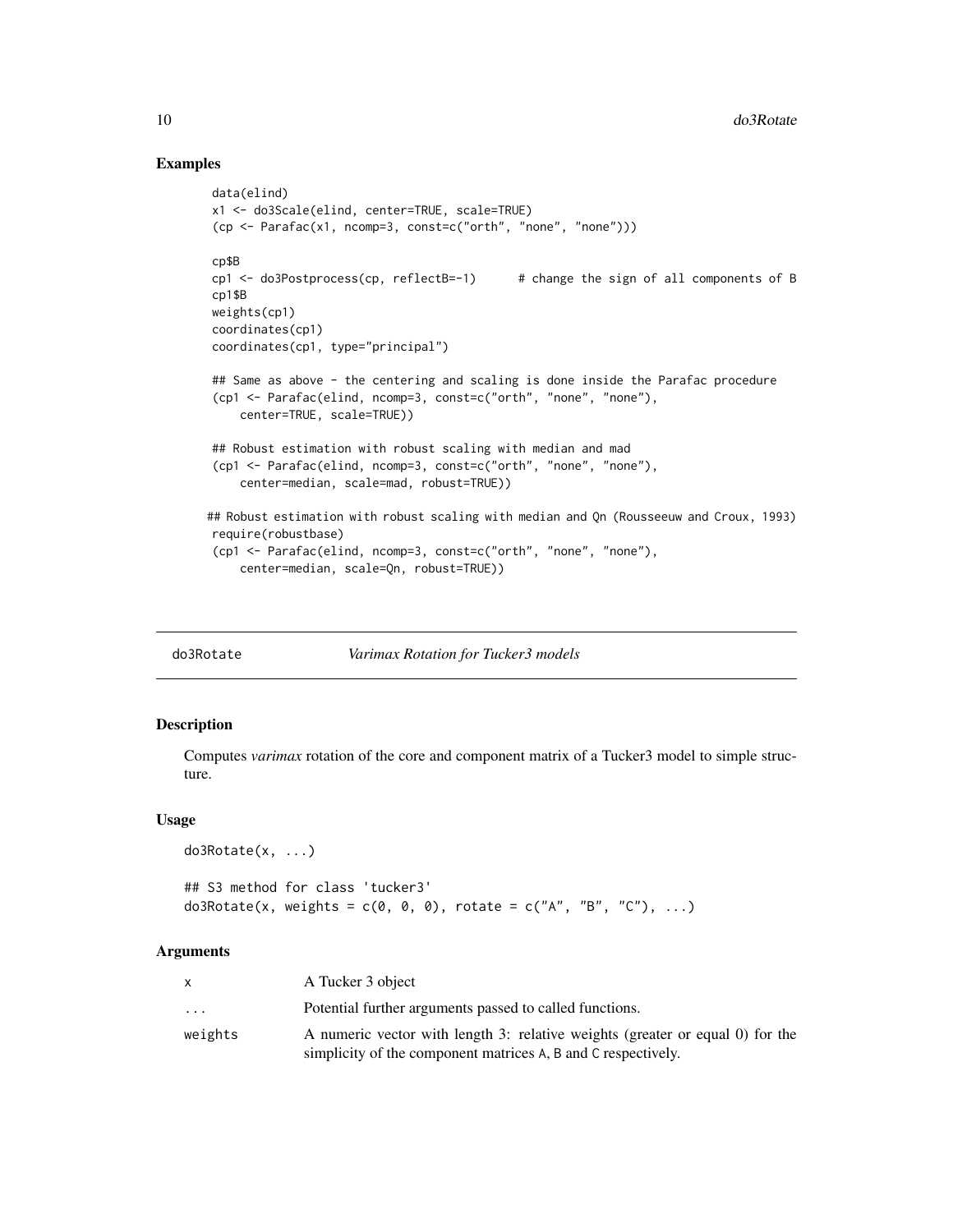### Examples

```
data(elind)
x1 <- do3Scale(elind, center=TRUE, scale=TRUE)
(cp <- Parafac(x1, ncomp=3, const=c("orth", "none", "none")))

cp$B
cp1 <- do3Postprocess(cp, reflectB=-1)      # change the sign of all components of B
cp1$B
weights(cp1)
coordinates(cp1)
coordinates(cp1, type="principal")

## Same as above - the centering and scaling is done inside the Parafac procedure
(cp1 <- Parafac(elind, ncomp=3, const=c("orth", "none", "none"),
    center=TRUE, scale=TRUE))

## Robust estimation with robust scaling with median and mad
(cp1 <- Parafac(elind, ncomp=3, const=c("orth", "none", "none"),
    center=median, scale=mad, robust=TRUE))

## Robust estimation with robust scaling with median and Qn (Rousseeuw and Croux, 1993)
require(robustbase)
(cp1 <- Parafac(elind, ncomp=3, const=c("orth", "none", "none"),
    center=median, scale=Qn, robust=TRUE))
```

## do3Rotate    *Varimax Rotation for Tucker3 models*

### Description

Computes *varimax* rotation of the core and component matrix of a Tucker3 model to simple structure.

### Usage

```
do3Rotate(x, ...)

## S3 method for class 'tucker3'
do3Rotate(x, weights = c(0, 0, 0), rotate = c("A", "B", "C"), ...)
```

### Arguments

| | |
|---|---|
| x | A Tucker 3 object |
| ... | Potential further arguments passed to called functions. |
| weights | A numeric vector with length 3: relative weights (greater or equal 0) for the simplicity of the component matrices A, B and C respectively. |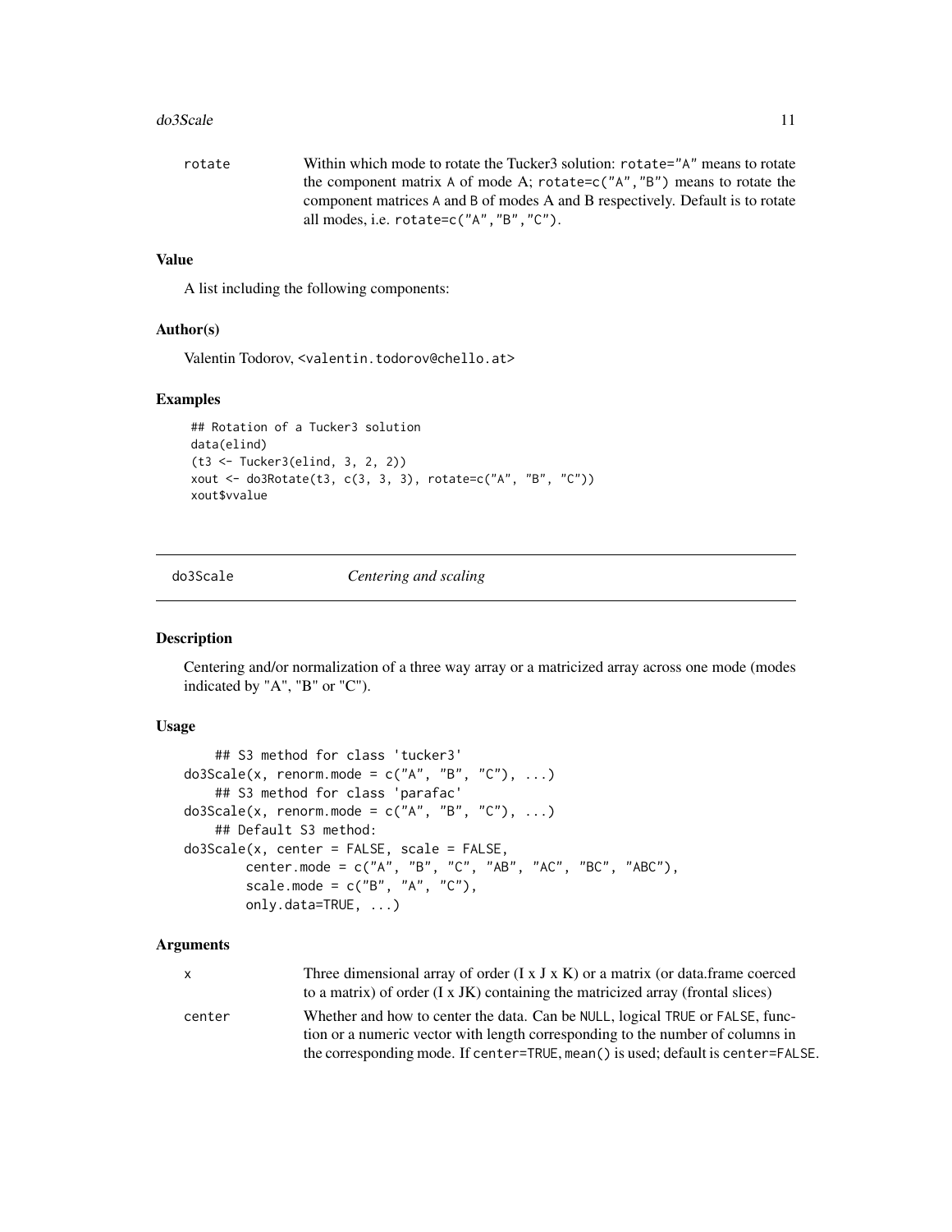| | |
|---|---|
| rotate | Within which mode to rotate the Tucker3 solution: `rotate="A"` means to rotate the component matrix A of mode A; `rotate=c("A","B")` means to rotate the component matrices A and B of modes A and B respectively. Default is to rotate all modes, i.e. `rotate=c("A","B","C")`. |

### Value

A list including the following components:

### Author(s)

Valentin Todorov, <valentin.todorov@chello.at>

### Examples

```
## Rotation of a Tucker3 solution
data(elind)
(t3 <- Tucker3(elind, 3, 2, 2))
xout <- do3Rotate(t3, c(3, 3, 3), rotate=c("A", "B", "C"))
xout$vvalue
```

---

## do3Scale *Centering and scaling*

### Description

Centering and/or normalization of a three way array or a matricized array across one mode (modes indicated by "A", "B" or "C").

### Usage

```
    ## S3 method for class 'tucker3'
do3Scale(x, renorm.mode = c("A", "B", "C"), ...)
    ## S3 method for class 'parafac'
do3Scale(x, renorm.mode = c("A", "B", "C"), ...)
    ## Default S3 method:
do3Scale(x, center = FALSE, scale = FALSE,
        center.mode = c("A", "B", "C", "AB", "AC", "BC", "ABC"),
        scale.mode = c("B", "A", "C"),
        only.data=TRUE, ...)
```

### Arguments

| | |
|---|---|
| x | Three dimensional array of order (I x J x K) or a matrix (or data.frame coerced to a matrix) of order (I x JK) containing the matricized array (frontal slices) |
| center | Whether and how to center the data. Can be `NULL`, logical `TRUE` or `FALSE`, function or a numeric vector with length corresponding to the number of columns in the corresponding mode. If `center=TRUE`, `mean()` is used; default is `center=FALSE`. |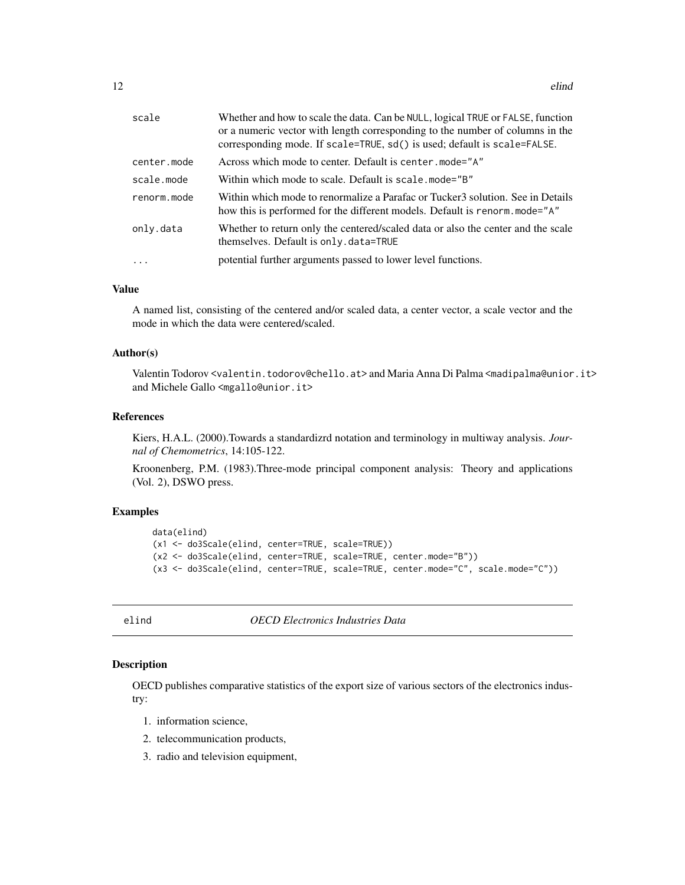| | |
|---|---|
| scale | Whether and how to scale the data. Can be NULL, logical TRUE or FALSE, function or a numeric vector with length corresponding to the number of columns in the corresponding mode. If scale=TRUE, sd() is used; default is scale=FALSE. |
| center.mode | Across which mode to center. Default is center.mode="A" |
| scale.mode | Within which mode to scale. Default is scale.mode="B" |
| renorm.mode | Within which mode to renormalize a Parafac or Tucker3 solution. See in Details how this is performed for the different models. Default is renorm.mode="A" |
| only.data | Whether to return only the centered/scaled data or also the center and the scale themselves. Default is only.data=TRUE |
| ... | potential further arguments passed to lower level functions. |

### Value

A named list, consisting of the centered and/or scaled data, a center vector, a scale vector and the mode in which the data were centered/scaled.

### Author(s)

Valentin Todorov <valentin.todorov@chello.at> and Maria Anna Di Palma <madipalma@unior.it> and Michele Gallo <mgallo@unior.it>

### References

Kiers, H.A.L. (2000).Towards a standardizrd notation and terminology in multiway analysis. *Journal of Chemometrics*, 14:105-122.

Kroonenberg, P.M. (1983).Three-mode principal component analysis: Theory and applications (Vol. 2), DSWO press.

### Examples

```
data(elind)
(x1 <- do3Scale(elind, center=TRUE, scale=TRUE))
(x2 <- do3Scale(elind, center=TRUE, scale=TRUE, center.mode="B"))
(x3 <- do3Scale(elind, center=TRUE, scale=TRUE, center.mode="C", scale.mode="C"))
```

## elind — *OECD Electronics Industries Data*

### Description

OECD publishes comparative statistics of the export size of various sectors of the electronics industry:

1. information science,
2. telecommunication products,
3. radio and television equipment,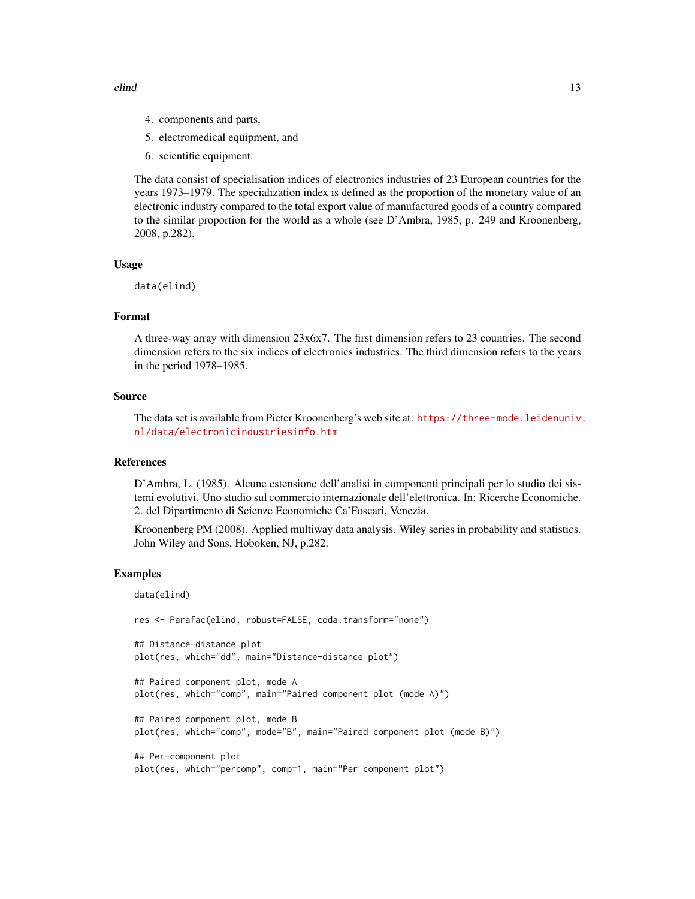4. components and parts,
5. electromedical equipment, and
6. scientific equipment.

The data consist of specialisation indices of electronics industries of 23 European countries for the years 1973–1979. The specialization index is defined as the proportion of the monetary value of an electronic industry compared to the total export value of manufactured goods of a country compared to the similar proportion for the world as a whole (see D'Ambra, 1985, p. 249 and Kroonenberg, 2008, p.282).

### Usage

```
data(elind)
```

### Format

A three-way array with dimension 23x6x7. The first dimension refers to 23 countries. The second dimension refers to the six indices of electronics industries. The third dimension refers to the years in the period 1978–1985.

### Source

The data set is available from Pieter Kroonenberg's web site at: https://three-mode.leidenuniv.nl/data/electronicindustriesinfo.htm

### References

D'Ambra, L. (1985). Alcune estensione dell'analisi in componenti principali per lo studio dei sistemi evolutivi. Uno studio sul commercio internazionale dell'elettronica. In: Ricerche Economiche. 2. del Dipartimento di Scienze Economiche Ca'Foscari, Venezia.

Kroonenberg PM (2008). Applied multiway data analysis. Wiley series in probability and statistics. John Wiley and Sons, Hoboken, NJ, p.282.

### Examples

```
data(elind)

res <- Parafac(elind, robust=FALSE, coda.transform="none")

## Distance-distance plot
plot(res, which="dd", main="Distance-distance plot")

## Paired component plot, mode A
plot(res, which="comp", main="Paired component plot (mode A)")

## Paired component plot, mode B
plot(res, which="comp", mode="B", main="Paired component plot (mode B)")

## Per-component plot
plot(res, which="percomp", comp=1, main="Per component plot")
```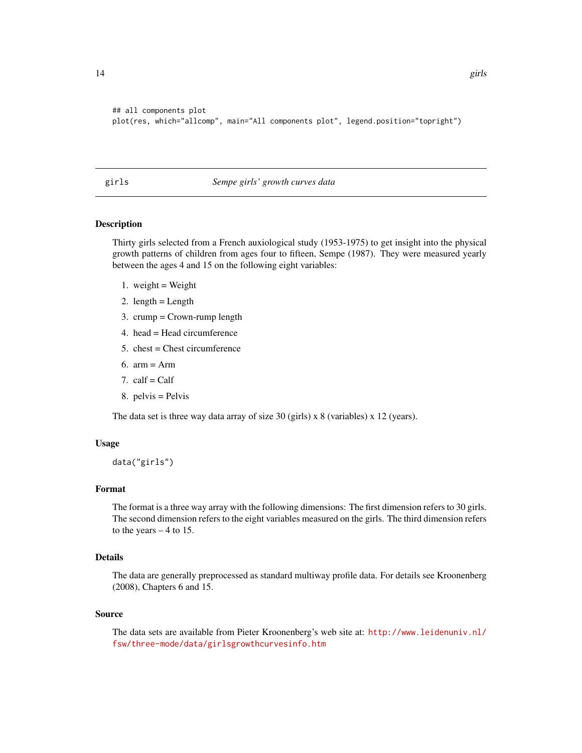```
## all components plot
plot(res, which="allcomp", main="All components plot", legend.position="topright")
```

---

## girls — *Sempe girls' growth curves data*

### Description

Thirty girls selected from a French auxiological study (1953-1975) to get insight into the physical growth patterns of children from ages four to fifteen, Sempe (1987). They were measured yearly between the ages 4 and 15 on the following eight variables:

1. weight = Weight
2. length = Length
3. crump = Crown-rump length
4. head = Head circumference
5. chest = Chest circumference
6. arm = Arm
7. calf = Calf
8. pelvis = Pelvis

The data set is three way data array of size 30 (girls) x 8 (variables) x 12 (years).

### Usage

```
data("girls")
```

### Format

The format is a three way array with the following dimensions: The first dimension refers to 30 girls. The second dimension refers to the eight variables measured on the girls. The third dimension refers to the years – 4 to 15.

### Details

The data are generally preprocessed as standard multiway profile data. For details see Kroonenberg (2008), Chapters 6 and 15.

### Source

The data sets are available from Pieter Kroonenberg's web site at: http://www.leidenuniv.nl/fsw/three-mode/data/girlsgrowthcurvesinfo.htm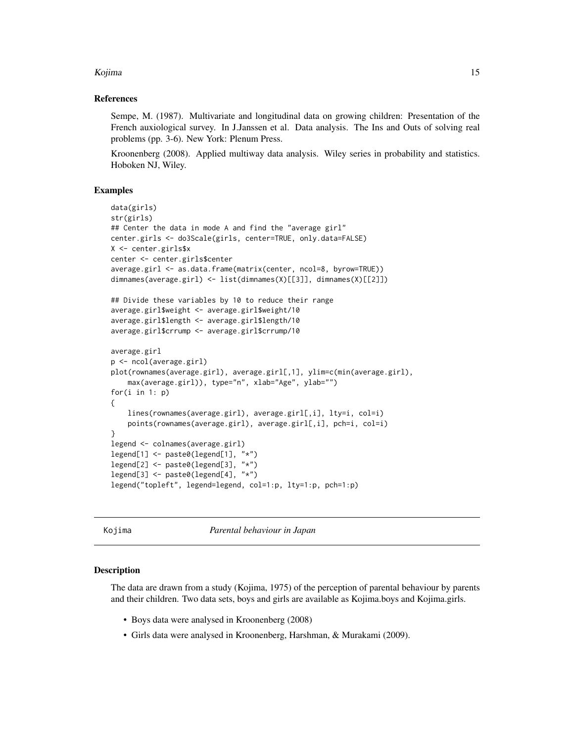### References

Sempe, M. (1987). Multivariate and longitudinal data on growing children: Presentation of the French auxiological survey. In J.Janssen et al. Data analysis. The Ins and Outs of solving real problems (pp. 3-6). New York: Plenum Press.

Kroonenberg (2008). Applied multiway data analysis. Wiley series in probability and statistics. Hoboken NJ, Wiley.

### Examples

```
data(girls)
str(girls)
## Center the data in mode A and find the "average girl"
center.girls <- do3Scale(girls, center=TRUE, only.data=FALSE)
X <- center.girls$x
center <- center.girls$center
average.girl <- as.data.frame(matrix(center, ncol=8, byrow=TRUE))
dimnames(average.girl) <- list(dimnames(X)[[3]], dimnames(X)[[2]])

## Divide these variables by 10 to reduce their range
average.girl$weight <- average.girl$weight/10
average.girl$length <- average.girl$length/10
average.girl$crrump <- average.girl$crrump/10

average.girl
p <- ncol(average.girl)
plot(rownames(average.girl), average.girl[,1], ylim=c(min(average.girl),
    max(average.girl)), type="n", xlab="Age", ylab="")
for(i in 1: p)
{
    lines(rownames(average.girl), average.girl[,i], lty=i, col=i)
    points(rownames(average.girl), average.girl[,i], pch=i, col=i)
}
legend <- colnames(average.girl)
legend[1] <- paste0(legend[1], "*")
legend[2] <- paste0(legend[3], "*")
legend[3] <- paste0(legend[4], "*")
legend("topleft", legend=legend, col=1:p, lty=1:p, pch=1:p)
```

## Kojima — *Parental behaviour in Japan*

### Description

The data are drawn from a study (Kojima, 1975) of the perception of parental behaviour by parents and their children. Two data sets, boys and girls are available as Kojima.boys and Kojima.girls.

- Boys data were analysed in Kroonenberg (2008)
- Girls data were analysed in Kroonenberg, Harshman, & Murakami (2009).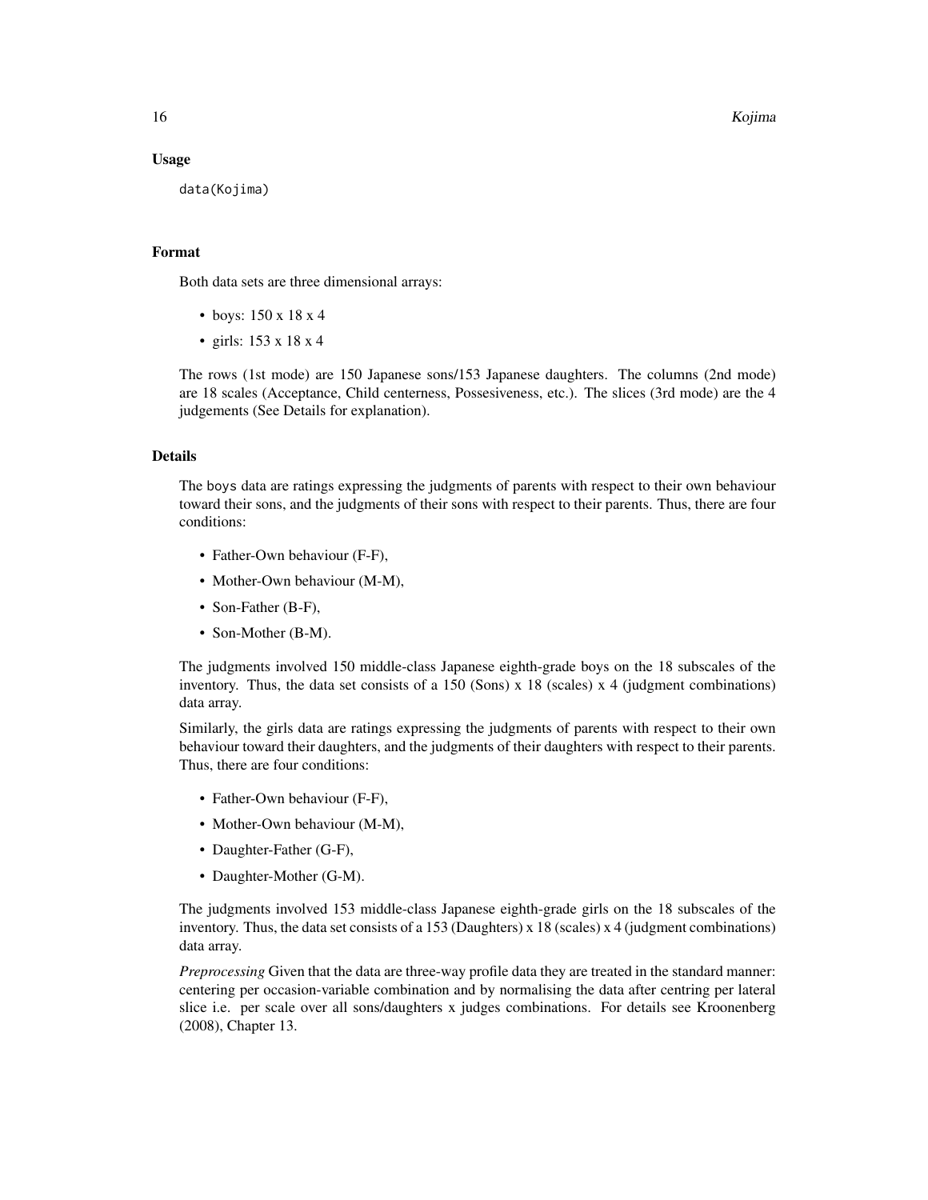## Usage

```
data(Kojima)
```

## Format

Both data sets are three dimensional arrays:

- boys: 150 x 18 x 4
- girls: 153 x 18 x 4

The rows (1st mode) are 150 Japanese sons/153 Japanese daughters. The columns (2nd mode) are 18 scales (Acceptance, Child centerness, Possesiveness, etc.). The slices (3rd mode) are the 4 judgements (See Details for explanation).

## Details

The boys data are ratings expressing the judgments of parents with respect to their own behaviour toward their sons, and the judgments of their sons with respect to their parents. Thus, there are four conditions:

- Father-Own behaviour (F-F),
- Mother-Own behaviour (M-M),
- Son-Father (B-F),
- Son-Mother (B-M).

The judgments involved 150 middle-class Japanese eighth-grade boys on the 18 subscales of the inventory. Thus, the data set consists of a 150 (Sons) x 18 (scales) x 4 (judgment combinations) data array.

Similarly, the girls data are ratings expressing the judgments of parents with respect to their own behaviour toward their daughters, and the judgments of their daughters with respect to their parents. Thus, there are four conditions:

- Father-Own behaviour (F-F),
- Mother-Own behaviour (M-M),
- Daughter-Father (G-F),
- Daughter-Mother (G-M).

The judgments involved 153 middle-class Japanese eighth-grade girls on the 18 subscales of the inventory. Thus, the data set consists of a 153 (Daughters) x 18 (scales) x 4 (judgment combinations) data array.

*Preprocessing* Given that the data are three-way profile data they are treated in the standard manner: centering per occasion-variable combination and by normalising the data after centring per lateral slice i.e. per scale over all sons/daughters x judges combinations. For details see Kroonenberg (2008), Chapter 13.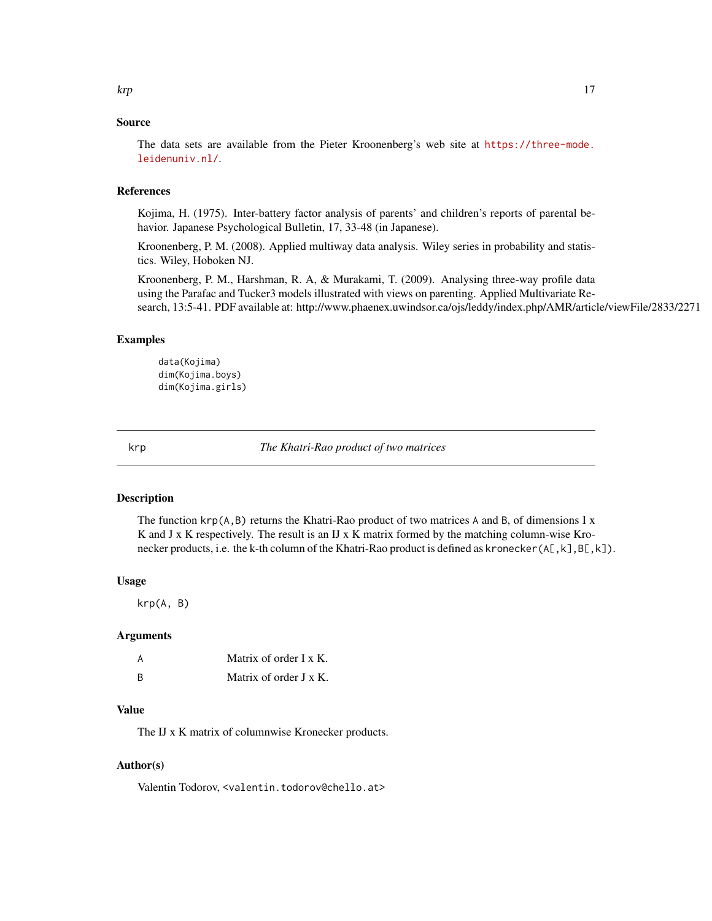### Source

The data sets are available from the Pieter Kroonenberg's web site at https://three-mode.leidenuniv.nl/.

### References

Kojima, H. (1975). Inter-battery factor analysis of parents' and children's reports of parental behavior. Japanese Psychological Bulletin, 17, 33-48 (in Japanese).

Kroonenberg, P. M. (2008). Applied multiway data analysis. Wiley series in probability and statistics. Wiley, Hoboken NJ.

Kroonenberg, P. M., Harshman, R. A, & Murakami, T. (2009). Analysing three-way profile data using the Parafac and Tucker3 models illustrated with views on parenting. Applied Multivariate Research, 13:5-41. PDF available at: http://www.phaenex.uwindsor.ca/ojs/leddy/index.php/AMR/article/viewFile/2833/2271

### Examples

```
data(Kojima)
dim(Kojima.boys)
dim(Kojima.girls)
```

---

## krp — *The Khatri-Rao product of two matrices*

### Description

The function `krp(A,B)` returns the Khatri-Rao product of two matrices `A` and `B`, of dimensions I x K and J x K respectively. The result is an IJ x K matrix formed by the matching column-wise Kronecker products, i.e. the k-th column of the Khatri-Rao product is defined as `kronecker(A[,k],B[,k])`.

### Usage

```
krp(A, B)
```

### Arguments

| | |
|---|---|
| A | Matrix of order I x K. |
| B | Matrix of order J x K. |

### Value

The IJ x K matrix of columnwise Kronecker products.

### Author(s)

Valentin Todorov, <valentin.todorov@chello.at>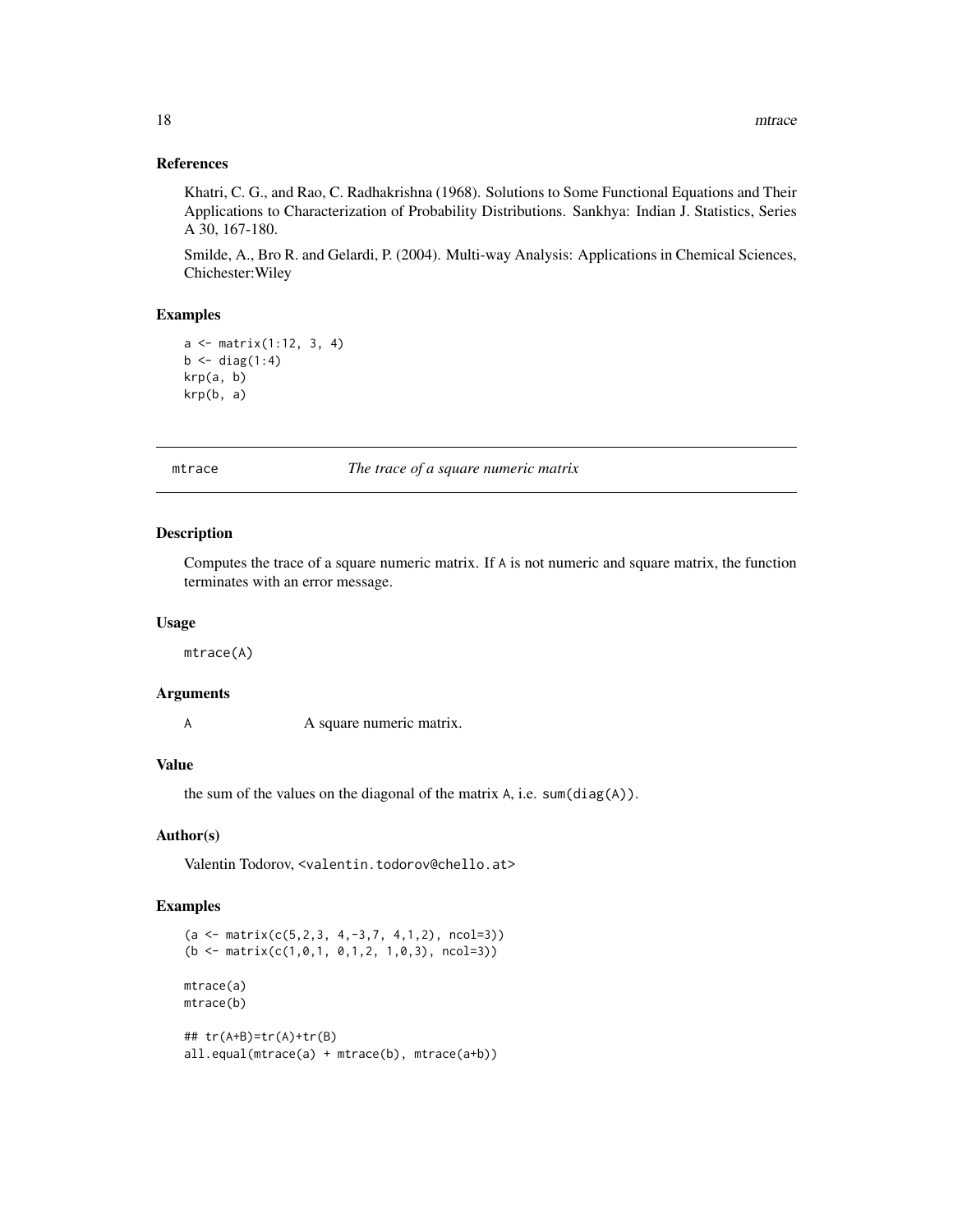### References

Khatri, C. G., and Rao, C. Radhakrishna (1968). Solutions to Some Functional Equations and Their Applications to Characterization of Probability Distributions. Sankhya: Indian J. Statistics, Series A 30, 167-180.

Smilde, A., Bro R. and Gelardi, P. (2004). Multi-way Analysis: Applications in Chemical Sciences, Chichester:Wiley

### Examples

```
a <- matrix(1:12, 3, 4)
b <- diag(1:4)
krp(a, b)
krp(b, a)
```

---

## mtrace — *The trace of a square numeric matrix*

### Description

Computes the trace of a square numeric matrix. If A is not numeric and square matrix, the function terminates with an error message.

### Usage

```
mtrace(A)
```

### Arguments

A — A square numeric matrix.

### Value

the sum of the values on the diagonal of the matrix A, i.e. sum(diag(A)).

### Author(s)

Valentin Todorov, <valentin.todorov@chello.at>

### Examples

```
(a <- matrix(c(5,2,3, 4,-3,7, 4,1,2), ncol=3))
(b <- matrix(c(1,0,1, 0,1,2, 1,0,3), ncol=3))

mtrace(a)
mtrace(b)

## tr(A+B)=tr(A)+tr(B)
all.equal(mtrace(a) + mtrace(b), mtrace(a+b))
```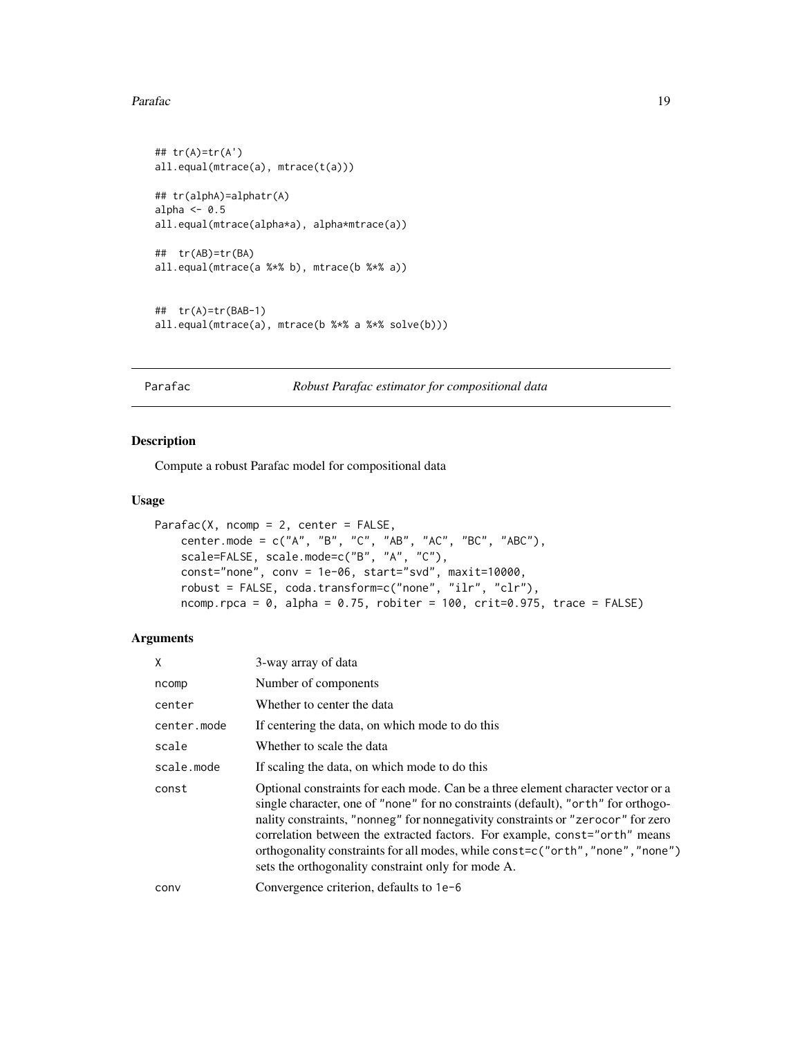```
## tr(A)=tr(A')
all.equal(mtrace(a), mtrace(t(a)))

## tr(alphA)=alphatr(A)
alpha <- 0.5
all.equal(mtrace(alpha*a), alpha*mtrace(a))

##  tr(AB)=tr(BA)
all.equal(mtrace(a %*% b), mtrace(b %*% a))


##  tr(A)=tr(BAB-1)
all.equal(mtrace(a), mtrace(b %*% a %*% solve(b)))
```

## Parafac *Robust Parafac estimator for compositional data*

### Description

Compute a robust Parafac model for compositional data

### Usage

```
Parafac(X, ncomp = 2, center = FALSE,
    center.mode = c("A", "B", "C", "AB", "AC", "BC", "ABC"),
    scale=FALSE, scale.mode=c("B", "A", "C"),
    const="none", conv = 1e-06, start="svd", maxit=10000,
    robust = FALSE, coda.transform=c("none", "ilr", "clr"),
    ncomp.rpca = 0, alpha = 0.75, robiter = 100, crit=0.975, trace = FALSE)
```

### Arguments

| | |
|---|---|
| X | 3-way array of data |
| ncomp | Number of components |
| center | Whether to center the data |
| center.mode | If centering the data, on which mode to do this |
| scale | Whether to scale the data |
| scale.mode | If scaling the data, on which mode to do this |
| const | Optional constraints for each mode. Can be a three element character vector or a single character, one of "none" for no constraints (default), "orth" for orthogonality constraints, "nonneg" for nonnegativity constraints or "zerocor" for zero correlation between the extracted factors. For example, const="orth" means orthogonality constraints for all modes, while const=c("orth","none","none") sets the orthogonality constraint only for mode A. |
| conv | Convergence criterion, defaults to 1e-6 |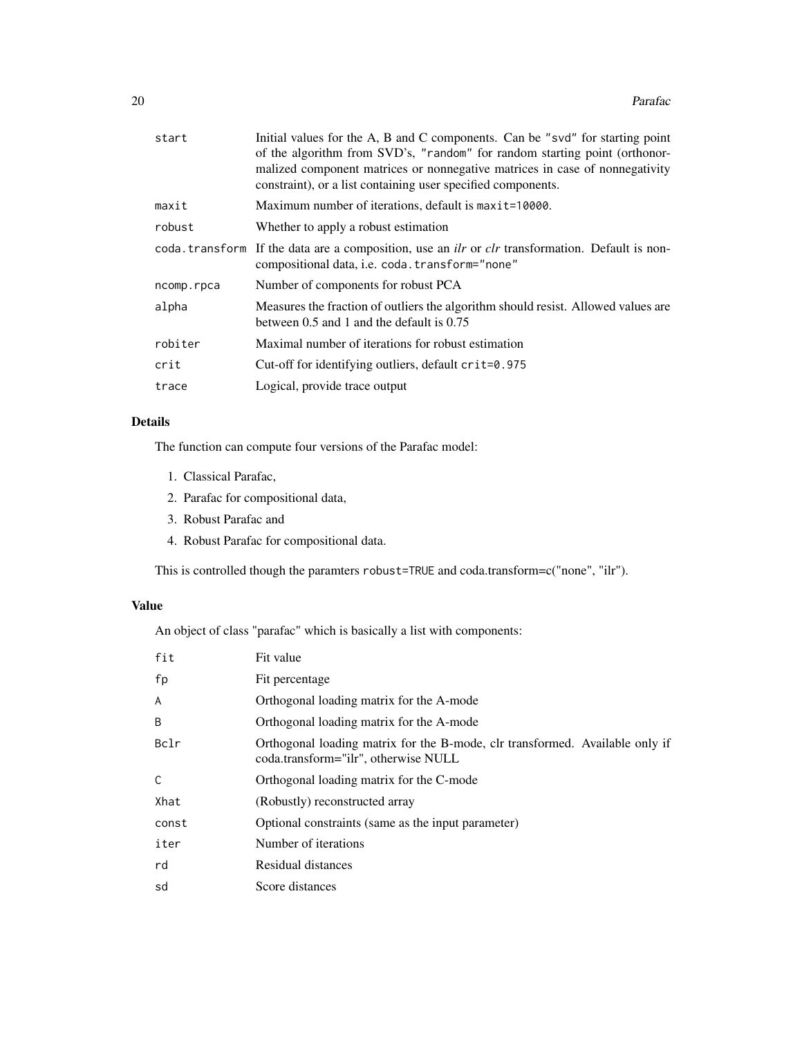| | |
|---|---|
| start | Initial values for the A, B and C components. Can be `"svd"` for starting point of the algorithm from SVD's, `"random"` for random starting point (orthonormalized component matrices or nonnegative matrices in case of nonnegativity constraint), or a list containing user specified components. |
| maxit | Maximum number of iterations, default is `maxit=10000`. |
| robust | Whether to apply a robust estimation |
| coda.transform | If the data are a composition, use an *ilr* or *clr* transformation. Default is non-compositional data, i.e. `coda.transform="none"` |
| ncomp.rpca | Number of components for robust PCA |
| alpha | Measures the fraction of outliers the algorithm should resist. Allowed values are between 0.5 and 1 and the default is 0.75 |
| robiter | Maximal number of iterations for robust estimation |
| crit | Cut-off for identifying outliers, default `crit=0.975` |
| trace | Logical, provide trace output |

## Details

The function can compute four versions of the Parafac model:

1. Classical Parafac,
2. Parafac for compositional data,
3. Robust Parafac and
4. Robust Parafac for compositional data.

This is controlled though the paramters `robust=TRUE` and coda.transform=c("none", "ilr").

## Value

An object of class "parafac" which is basically a list with components:

| | |
|---|---|
| fit | Fit value |
| fp | Fit percentage |
| A | Orthogonal loading matrix for the A-mode |
| B | Orthogonal loading matrix for the A-mode |
| Bclr | Orthogonal loading matrix for the B-mode, clr transformed. Available only if coda.transform="ilr", otherwise NULL |
| C | Orthogonal loading matrix for the C-mode |
| Xhat | (Robustly) reconstructed array |
| const | Optional constraints (same as the input parameter) |
| iter | Number of iterations |
| rd | Residual distances |
| sd | Score distances |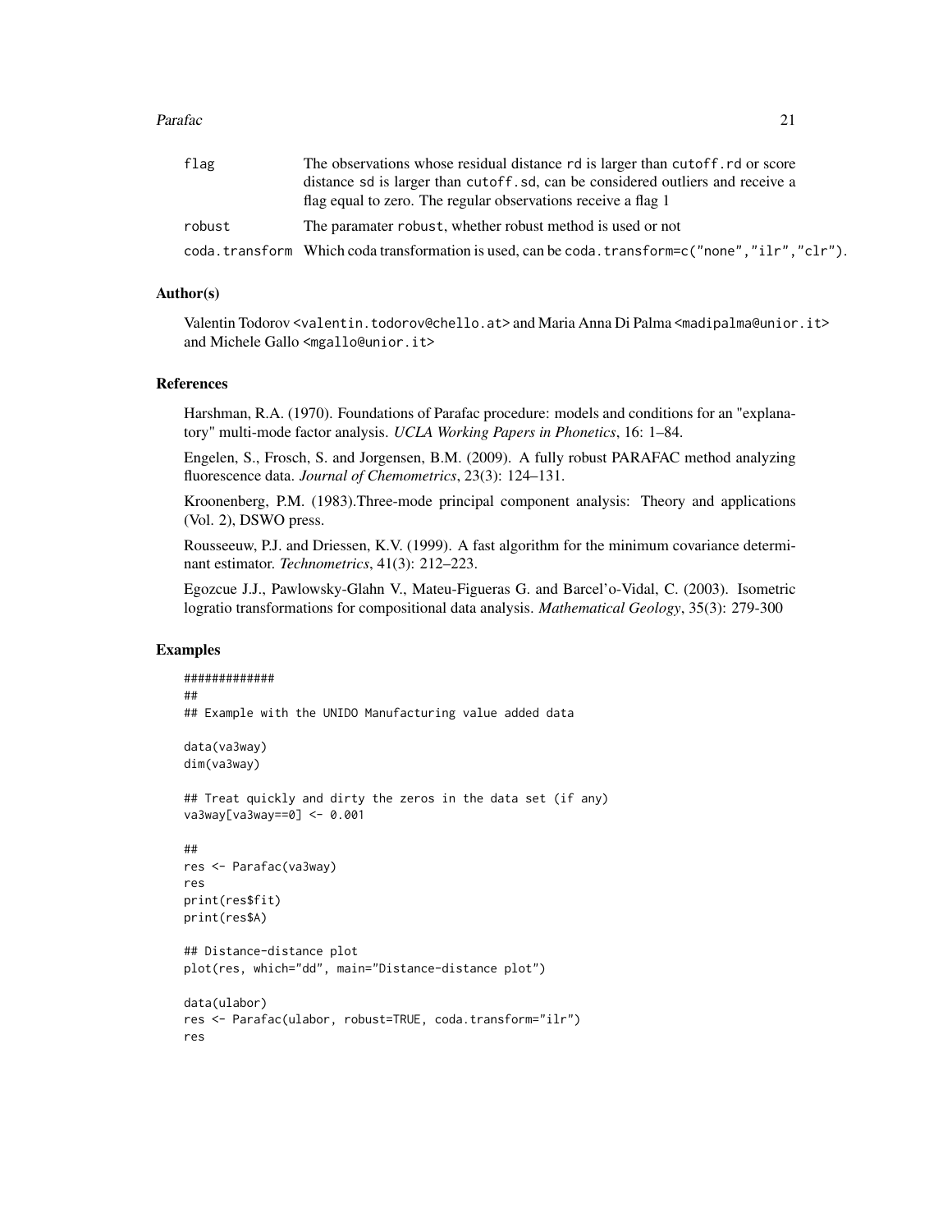| | |
|---|---|
| flag | The observations whose residual distance rd is larger than cutoff.rd or score distance sd is larger than cutoff.sd, can be considered outliers and receive a flag equal to zero. The regular observations receive a flag 1 |
| robust | The paramater robust, whether robust method is used or not |
| coda.transform | Which coda transformation is used, can be coda.transform=c("none","ilr","clr"). |

## Author(s)

Valentin Todorov <valentin.todorov@chello.at> and Maria Anna Di Palma <madipalma@unior.it> and Michele Gallo <mgallo@unior.it>

## References

Harshman, R.A. (1970). Foundations of Parafac procedure: models and conditions for an "explanatory" multi-mode factor analysis. *UCLA Working Papers in Phonetics*, 16: 1–84.

Engelen, S., Frosch, S. and Jorgensen, B.M. (2009). A fully robust PARAFAC method analyzing fluorescence data. *Journal of Chemometrics*, 23(3): 124–131.

Kroonenberg, P.M. (1983).Three-mode principal component analysis: Theory and applications (Vol. 2), DSWO press.

Rousseeuw, P.J. and Driessen, K.V. (1999). A fast algorithm for the minimum covariance determinant estimator. *Technometrics*, 41(3): 212–223.

Egozcue J.J., Pawlowsky-Glahn V., Mateu-Figueras G. and Barcel'o-Vidal, C. (2003). Isometric logratio transformations for compositional data analysis. *Mathematical Geology*, 35(3): 279-300

## Examples

```
#############
##
## Example with the UNIDO Manufacturing value added data

data(va3way)
dim(va3way)

## Treat quickly and dirty the zeros in the data set (if any)
va3way[va3way==0] <- 0.001

##
res <- Parafac(va3way)
res
print(res$fit)
print(res$A)

## Distance-distance plot
plot(res, which="dd", main="Distance-distance plot")

data(ulabor)
res <- Parafac(ulabor, robust=TRUE, coda.transform="ilr")
res
```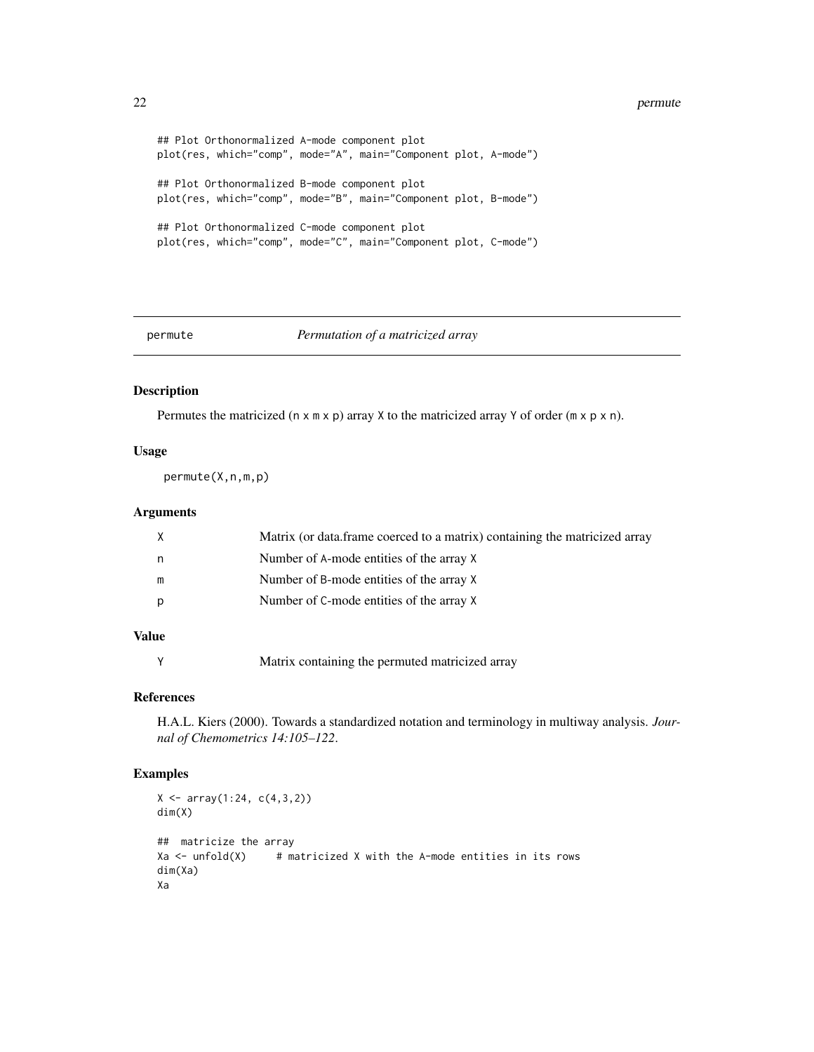```
## Plot Orthonormalized A-mode component plot
plot(res, which="comp", mode="A", main="Component plot, A-mode")

## Plot Orthonormalized B-mode component plot
plot(res, which="comp", mode="B", main="Component plot, B-mode")

## Plot Orthonormalized C-mode component plot
plot(res, which="comp", mode="C", main="Component plot, C-mode")
```

## permute — *Permutation of a matricized array*

### Description

Permutes the matricized (n x m x p) array X to the matricized array Y of order (m x p x n).

### Usage

```
permute(X,n,m,p)
```

### Arguments

| | |
|---|---|
| X | Matrix (or data.frame coerced to a matrix) containing the matricized array |
| n | Number of A-mode entities of the array X |
| m | Number of B-mode entities of the array X |
| p | Number of C-mode entities of the array X |

### Value

| | |
|---|---|
| Y | Matrix containing the permuted matricized array |

### References

H.A.L. Kiers (2000). Towards a standardized notation and terminology in multiway analysis. *Journal of Chemometrics 14:105–122*.

### Examples

```
X <- array(1:24, c(4,3,2))
dim(X)

##  matricize the array
Xa <- unfold(X)     # matricized X with the A-mode entities in its rows
dim(Xa)
Xa
```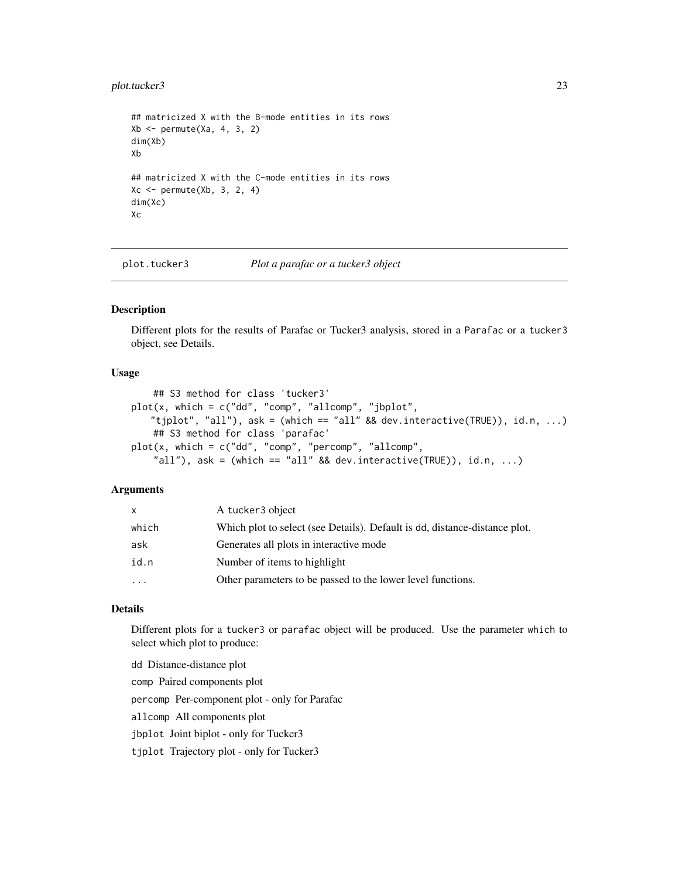```
## matricized X with the B-mode entities in its rows
Xb <- permute(Xa, 4, 3, 2)
dim(Xb)
Xb

## matricized X with the C-mode entities in its rows
Xc <- permute(Xb, 3, 2, 4)
dim(Xc)
Xc
```

---

## plot.tucker3 — *Plot a parafac or a tucker3 object*

---

### Description

Different plots for the results of Parafac or Tucker3 analysis, stored in a `Parafac` or a `tucker3` object, see Details.

### Usage

```
    ## S3 method for class 'tucker3'
plot(x, which = c("dd", "comp", "allcomp", "jbplot",
   "tjplot", "all"), ask = (which == "all" && dev.interactive(TRUE)), id.n, ...)
    ## S3 method for class 'parafac'
plot(x, which = c("dd", "comp", "percomp", "allcomp",
    "all"), ask = (which == "all" && dev.interactive(TRUE)), id.n, ...)
```

### Arguments

| | |
|---|---|
| `x` | A `tucker3` object |
| `which` | Which plot to select (see Details). Default is `dd`, distance-distance plot. |
| `ask` | Generates all plots in interactive mode |
| `id.n` | Number of items to highlight |
| `...` | Other parameters to be passed to the lower level functions. |

### Details

Different plots for a `tucker3` or `parafac` object will be produced. Use the parameter `which` to select which plot to produce:

`dd` Distance-distance plot

`comp` Paired components plot

`percomp` Per-component plot - only for Parafac

`allcomp` All components plot

`jbplot` Joint biplot - only for Tucker3

`tjplot` Trajectory plot - only for Tucker3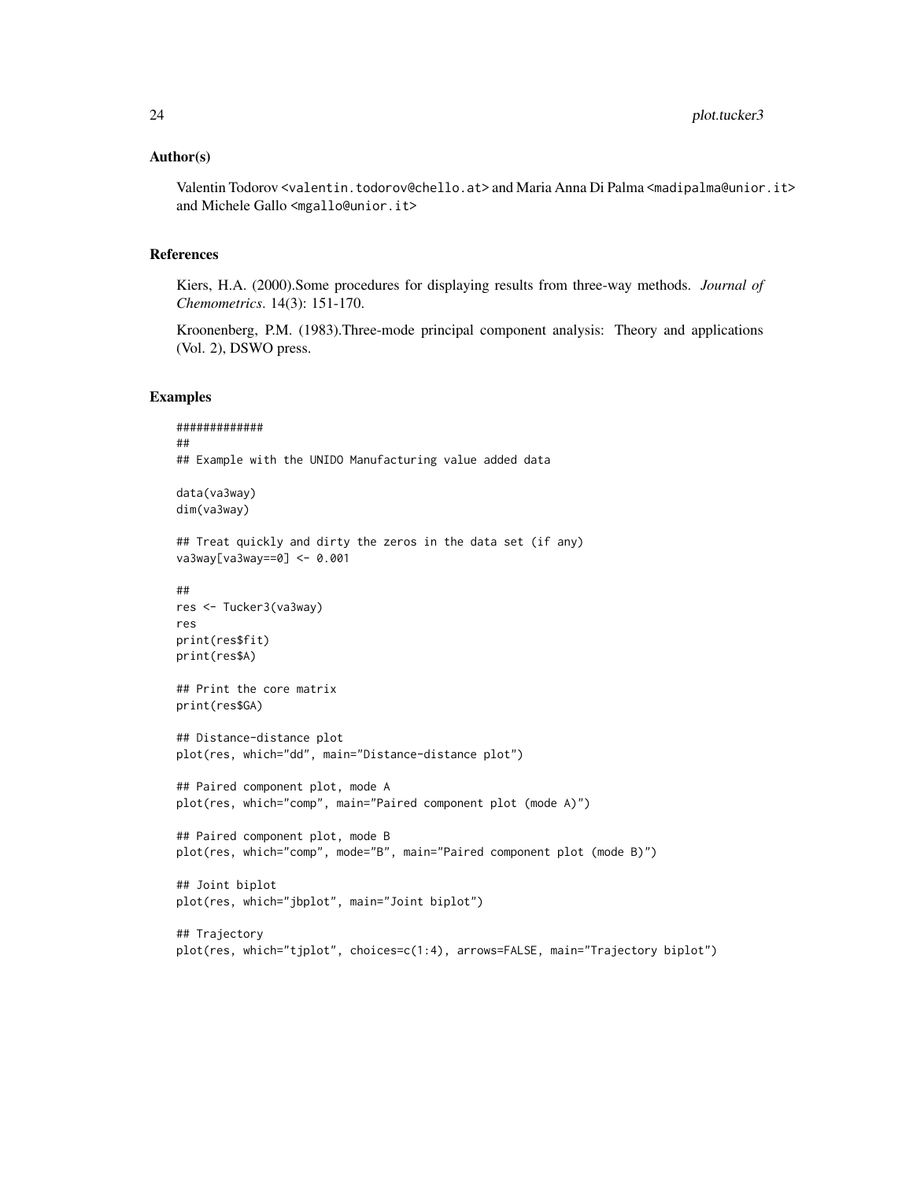## Author(s)

Valentin Todorov <valentin.todorov@chello.at> and Maria Anna Di Palma <madipalma@unior.it> and Michele Gallo <mgallo@unior.it>

## References

Kiers, H.A. (2000).Some procedures for displaying results from three-way methods. *Journal of Chemometrics*. 14(3): 151-170.

Kroonenberg, P.M. (1983).Three-mode principal component analysis: Theory and applications (Vol. 2), DSWO press.

## Examples

```
#############
##
## Example with the UNIDO Manufacturing value added data

data(va3way)
dim(va3way)

## Treat quickly and dirty the zeros in the data set (if any)
va3way[va3way==0] <- 0.001

##
res <- Tucker3(va3way)
res
print(res$fit)
print(res$A)

## Print the core matrix
print(res$GA)

## Distance-distance plot
plot(res, which="dd", main="Distance-distance plot")

## Paired component plot, mode A
plot(res, which="comp", main="Paired component plot (mode A)")

## Paired component plot, mode B
plot(res, which="comp", mode="B", main="Paired component plot (mode B)")

## Joint biplot
plot(res, which="jbplot", main="Joint biplot")

## Trajectory
plot(res, which="tjplot", choices=c(1:4), arrows=FALSE, main="Trajectory biplot")
```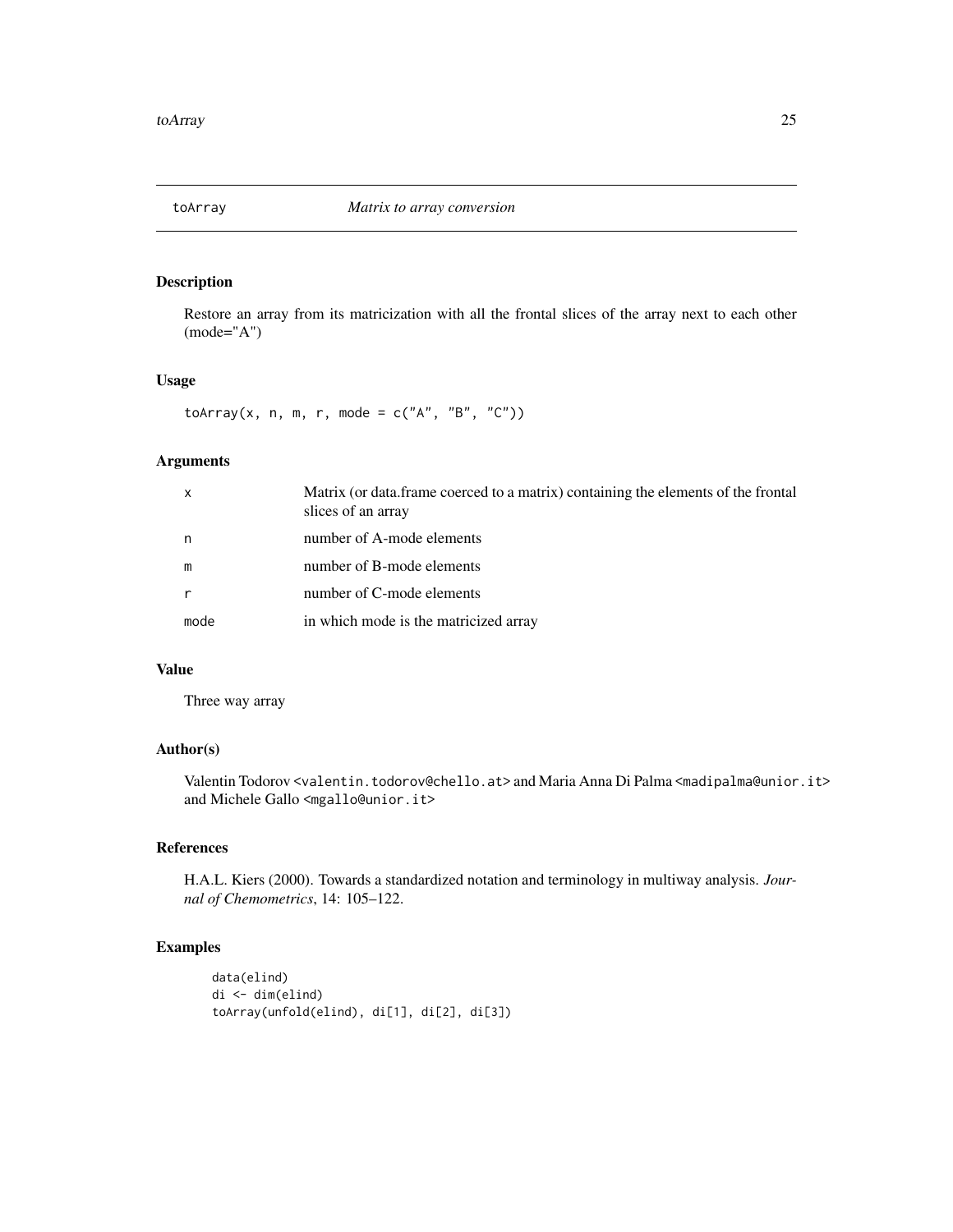# toArray *Matrix to array conversion*

## Description

Restore an array from its matricization with all the frontal slices of the array next to each other (mode="A")

## Usage

```
toArray(x, n, m, r, mode = c("A", "B", "C"))
```

## Arguments

| | |
|---|---|
| x | Matrix (or data.frame coerced to a matrix) containing the elements of the frontal slices of an array |
| n | number of A-mode elements |
| m | number of B-mode elements |
| r | number of C-mode elements |
| mode | in which mode is the matricized array |

## Value

Three way array

## Author(s)

Valentin Todorov <valentin.todorov@chello.at> and Maria Anna Di Palma <madipalma@unior.it> and Michele Gallo <mgallo@unior.it>

## References

H.A.L. Kiers (2000). Towards a standardized notation and terminology in multiway analysis. *Journal of Chemometrics*, 14: 105–122.

## Examples

```
data(elind)
di <- dim(elind)
toArray(unfold(elind), di[1], di[2], di[3])
```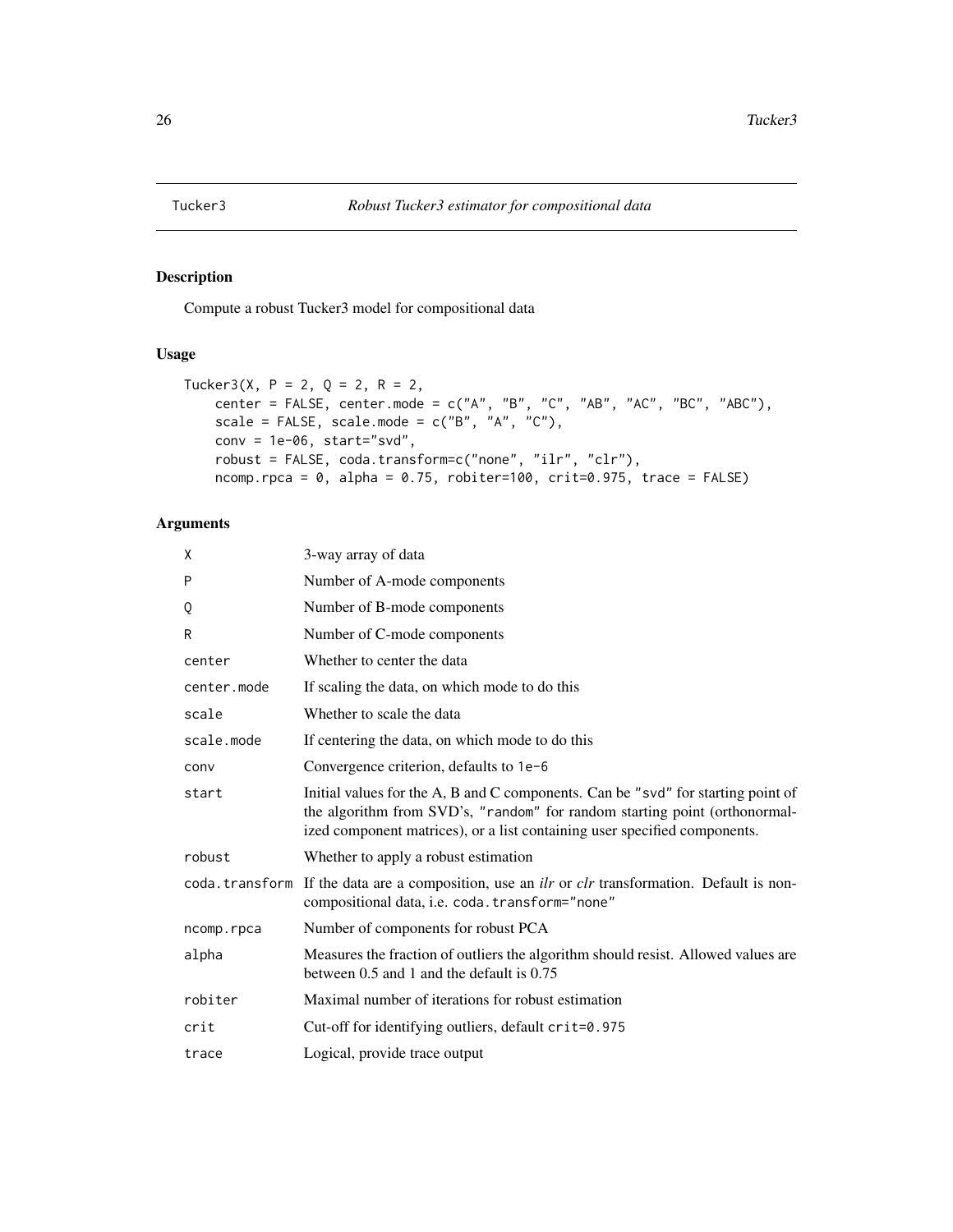## Tucker3 — *Robust Tucker3 estimator for compositional data*

### Description

Compute a robust Tucker3 model for compositional data

### Usage

```
Tucker3(X, P = 2, Q = 2, R = 2,
    center = FALSE, center.mode = c("A", "B", "C", "AB", "AC", "BC", "ABC"),
    scale = FALSE, scale.mode = c("B", "A", "C"),
    conv = 1e-06, start="svd",
    robust = FALSE, coda.transform=c("none", "ilr", "clr"),
    ncomp.rpca = 0, alpha = 0.75, robiter=100, crit=0.975, trace = FALSE)
```

### Arguments

| | |
|---|---|
| X | 3-way array of data |
| P | Number of A-mode components |
| Q | Number of B-mode components |
| R | Number of C-mode components |
| center | Whether to center the data |
| center.mode | If scaling the data, on which mode to do this |
| scale | Whether to scale the data |
| scale.mode | If centering the data, on which mode to do this |
| conv | Convergence criterion, defaults to `1e-6` |
| start | Initial values for the A, B and C components. Can be `"svd"` for starting point of the algorithm from SVD's, `"random"` for random starting point (orthonormalized component matrices), or a list containing user specified components. |
| robust | Whether to apply a robust estimation |
| coda.transform | If the data are a composition, use an *ilr* or *clr* transformation. Default is non-compositional data, i.e. `coda.transform="none"` |
| ncomp.rpca | Number of components for robust PCA |
| alpha | Measures the fraction of outliers the algorithm should resist. Allowed values are between 0.5 and 1 and the default is 0.75 |
| robiter | Maximal number of iterations for robust estimation |
| crit | Cut-off for identifying outliers, default `crit=0.975` |
| trace | Logical, provide trace output |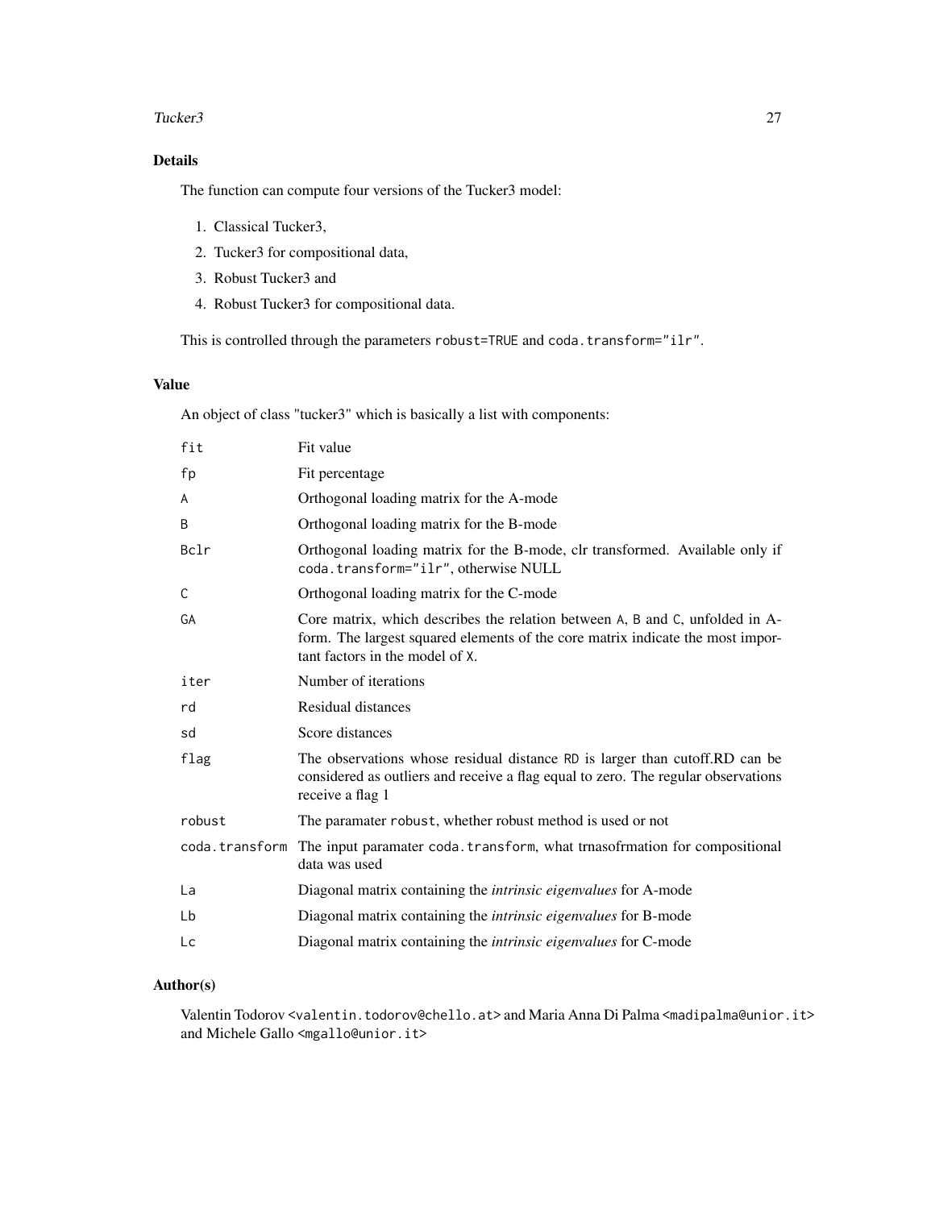## Details

The function can compute four versions of the Tucker3 model:

1. Classical Tucker3,
2. Tucker3 for compositional data,
3. Robust Tucker3 and
4. Robust Tucker3 for compositional data.

This is controlled through the parameters `robust=TRUE` and `coda.transform="ilr"`.

## Value

An object of class "tucker3" which is basically a list with components:

| | |
|---|---|
| `fit` | Fit value |
| `fp` | Fit percentage |
| `A` | Orthogonal loading matrix for the A-mode |
| `B` | Orthogonal loading matrix for the B-mode |
| `Bclr` | Orthogonal loading matrix for the B-mode, clr transformed. Available only if `coda.transform="ilr"`, otherwise NULL |
| `C` | Orthogonal loading matrix for the C-mode |
| `GA` | Core matrix, which describes the relation between `A`, `B` and `C`, unfolded in A-form. The largest squared elements of the core matrix indicate the most important factors in the model of `X`. |
| `iter` | Number of iterations |
| `rd` | Residual distances |
| `sd` | Score distances |
| `flag` | The observations whose residual distance `RD` is larger than cutoff.RD can be considered as outliers and receive a flag equal to zero. The regular observations receive a flag 1 |
| `robust` | The paramater `robust`, whether robust method is used or not |
| `coda.transform` | The input paramater `coda.transform`, what trnasofrmation for compositional data was used |
| `La` | Diagonal matrix containing the *intrinsic eigenvalues* for A-mode |
| `Lb` | Diagonal matrix containing the *intrinsic eigenvalues* for B-mode |
| `Lc` | Diagonal matrix containing the *intrinsic eigenvalues* for C-mode |

## Author(s)

Valentin Todorov <valentin.todorov@chello.at> and Maria Anna Di Palma <madipalma@unior.it> and Michele Gallo <mgallo@unior.it>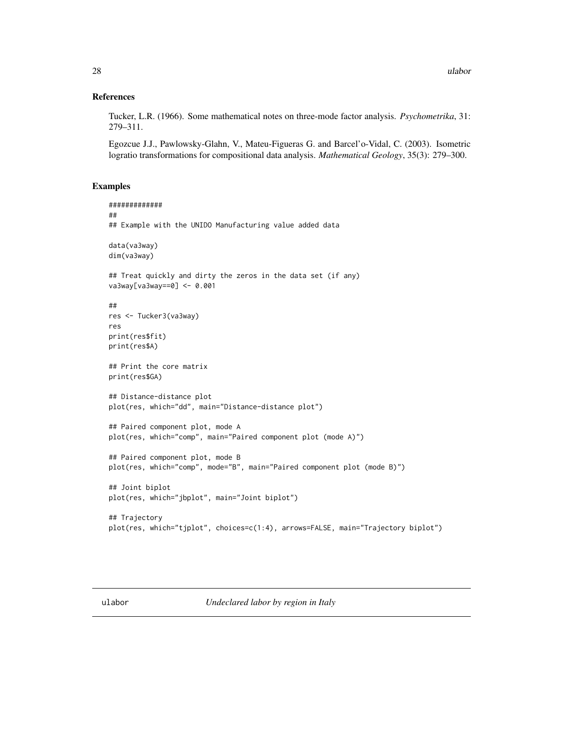## References

Tucker, L.R. (1966). Some mathematical notes on three-mode factor analysis. *Psychometrika*, 31: 279–311.

Egozcue J.J., Pawlowsky-Glahn, V., Mateu-Figueras G. and Barcel'o-Vidal, C. (2003). Isometric logratio transformations for compositional data analysis. *Mathematical Geology*, 35(3): 279–300.

## Examples

```
#############
##
## Example with the UNIDO Manufacturing value added data

data(va3way)
dim(va3way)

## Treat quickly and dirty the zeros in the data set (if any)
va3way[va3way==0] <- 0.001

##
res <- Tucker3(va3way)
res
print(res$fit)
print(res$A)

## Print the core matrix
print(res$GA)

## Distance-distance plot
plot(res, which="dd", main="Distance-distance plot")

## Paired component plot, mode A
plot(res, which="comp", main="Paired component plot (mode A)")

## Paired component plot, mode B
plot(res, which="comp", mode="B", main="Paired component plot (mode B)")

## Joint biplot
plot(res, which="jbplot", main="Joint biplot")

## Trajectory
plot(res, which="tjplot", choices=c(1:4), arrows=FALSE, main="Trajectory biplot")
```

---

# ulabor — *Undeclared labor by region in Italy*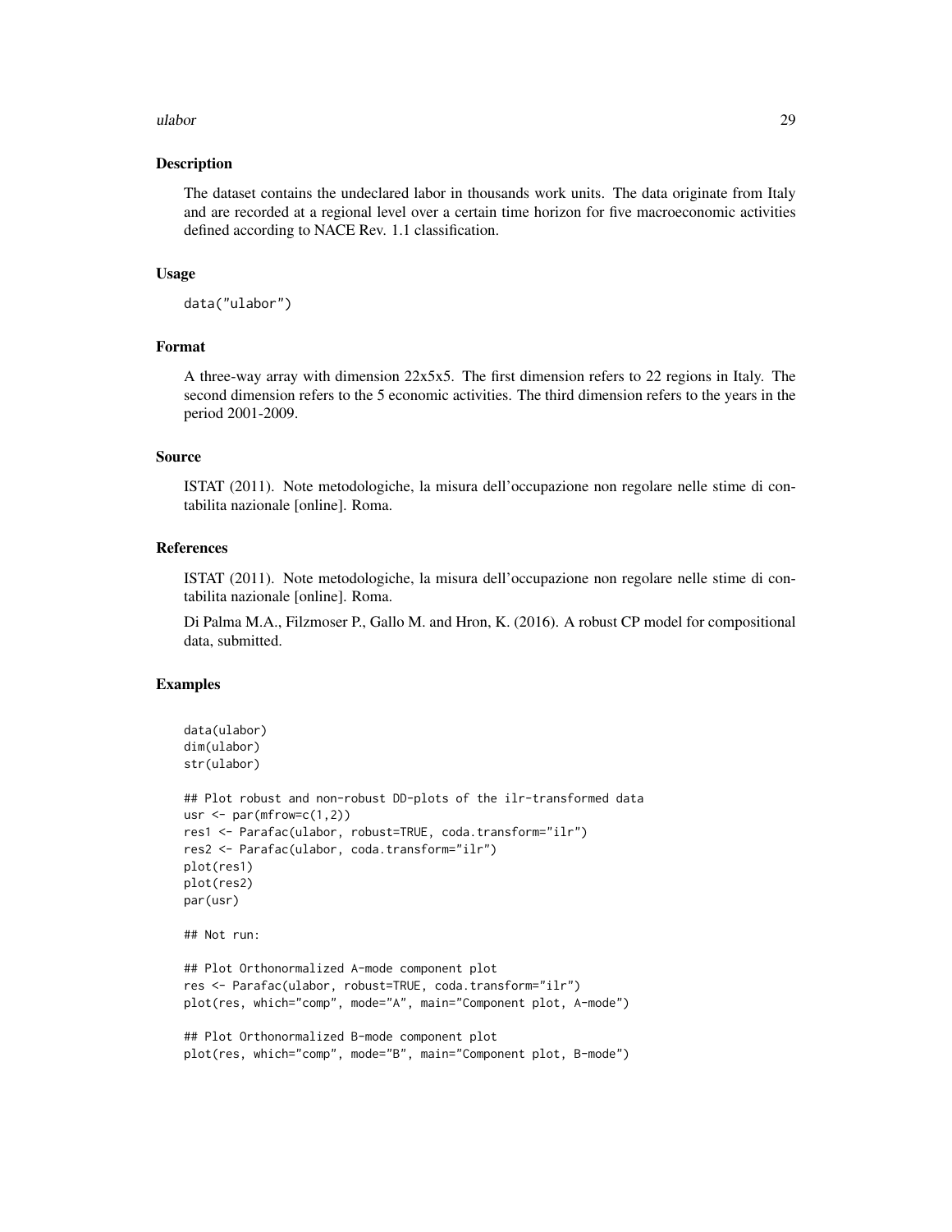## Description

The dataset contains the undeclared labor in thousands work units. The data originate from Italy and are recorded at a regional level over a certain time horizon for five macroeconomic activities defined according to NACE Rev. 1.1 classification.

## Usage

```
data("ulabor")
```

## Format

A three-way array with dimension 22x5x5. The first dimension refers to 22 regions in Italy. The second dimension refers to the 5 economic activities. The third dimension refers to the years in the period 2001-2009.

## Source

ISTAT (2011). Note metodologiche, la misura dell'occupazione non regolare nelle stime di contabilita nazionale [online]. Roma.

## References

ISTAT (2011). Note metodologiche, la misura dell'occupazione non regolare nelle stime di contabilita nazionale [online]. Roma.

Di Palma M.A., Filzmoser P., Gallo M. and Hron, K. (2016). A robust CP model for compositional data, submitted.

## Examples

```
data(ulabor)
dim(ulabor)
str(ulabor)

## Plot robust and non-robust DD-plots of the ilr-transformed data
usr <- par(mfrow=c(1,2))
res1 <- Parafac(ulabor, robust=TRUE, coda.transform="ilr")
res2 <- Parafac(ulabor, coda.transform="ilr")
plot(res1)
plot(res2)
par(usr)

## Not run:

## Plot Orthonormalized A-mode component plot
res <- Parafac(ulabor, robust=TRUE, coda.transform="ilr")
plot(res, which="comp", mode="A", main="Component plot, A-mode")

## Plot Orthonormalized B-mode component plot
plot(res, which="comp", mode="B", main="Component plot, B-mode")
```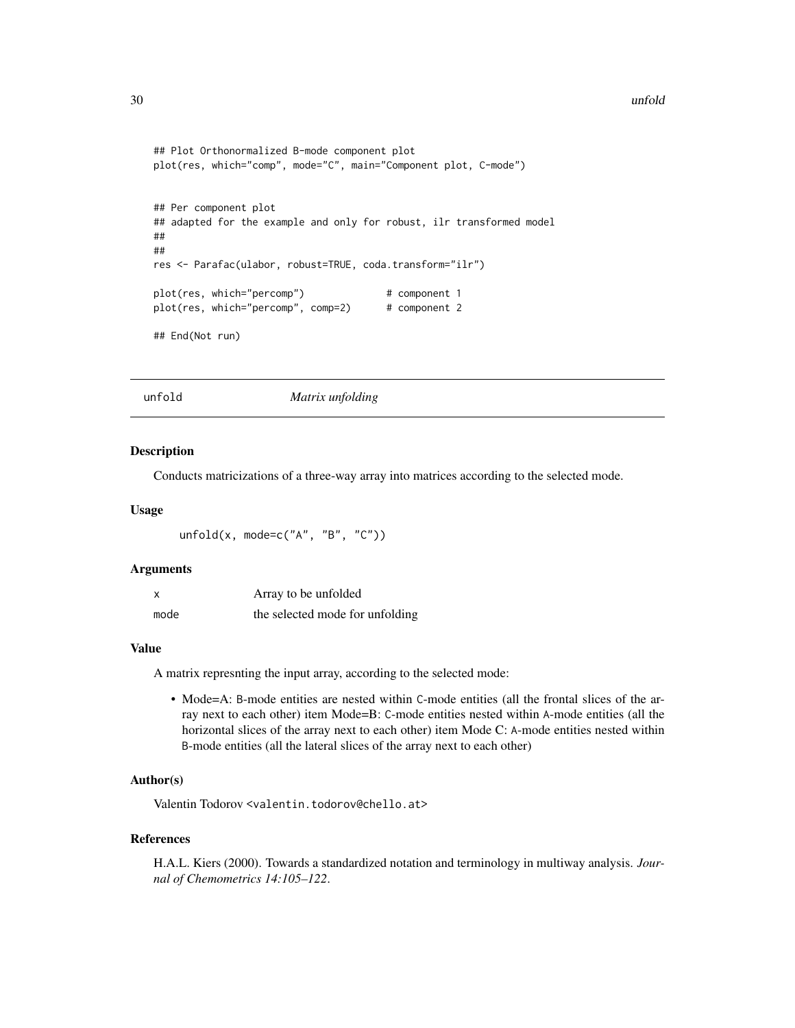```
## Plot Orthonormalized B-mode component plot
plot(res, which="comp", mode="C", main="Component plot, C-mode")


## Per component plot
## adapted for the example and only for robust, ilr transformed model
##
##
res <- Parafac(ulabor, robust=TRUE, coda.transform="ilr")

plot(res, which="percomp")              # component 1
plot(res, which="percomp", comp=2)      # component 2

## End(Not run)
```

---

`unfold` *Matrix unfolding*

---

### Description

Conducts matricizations of a three-way array into matrices according to the selected mode.

### Usage

```
unfold(x, mode=c("A", "B", "C"))
```

### Arguments

| | |
|---|---|
| `x` | Array to be unfolded |
| `mode` | the selected mode for unfolding |

### Value

A matrix represnting the input array, according to the selected mode:

- Mode=A: `B`-mode entities are nested within `C`-mode entities (all the frontal slices of the array next to each other) item Mode=B: `C`-mode entities nested within `A`-mode entities (all the horizontal slices of the array next to each other) item Mode C: `A`-mode entities nested within `B`-mode entities (all the lateral slices of the array next to each other)

### Author(s)

Valentin Todorov `<valentin.todorov@chello.at>`

### References

H.A.L. Kiers (2000). Towards a standardized notation and terminology in multiway analysis. *Journal of Chemometrics 14:105–122*.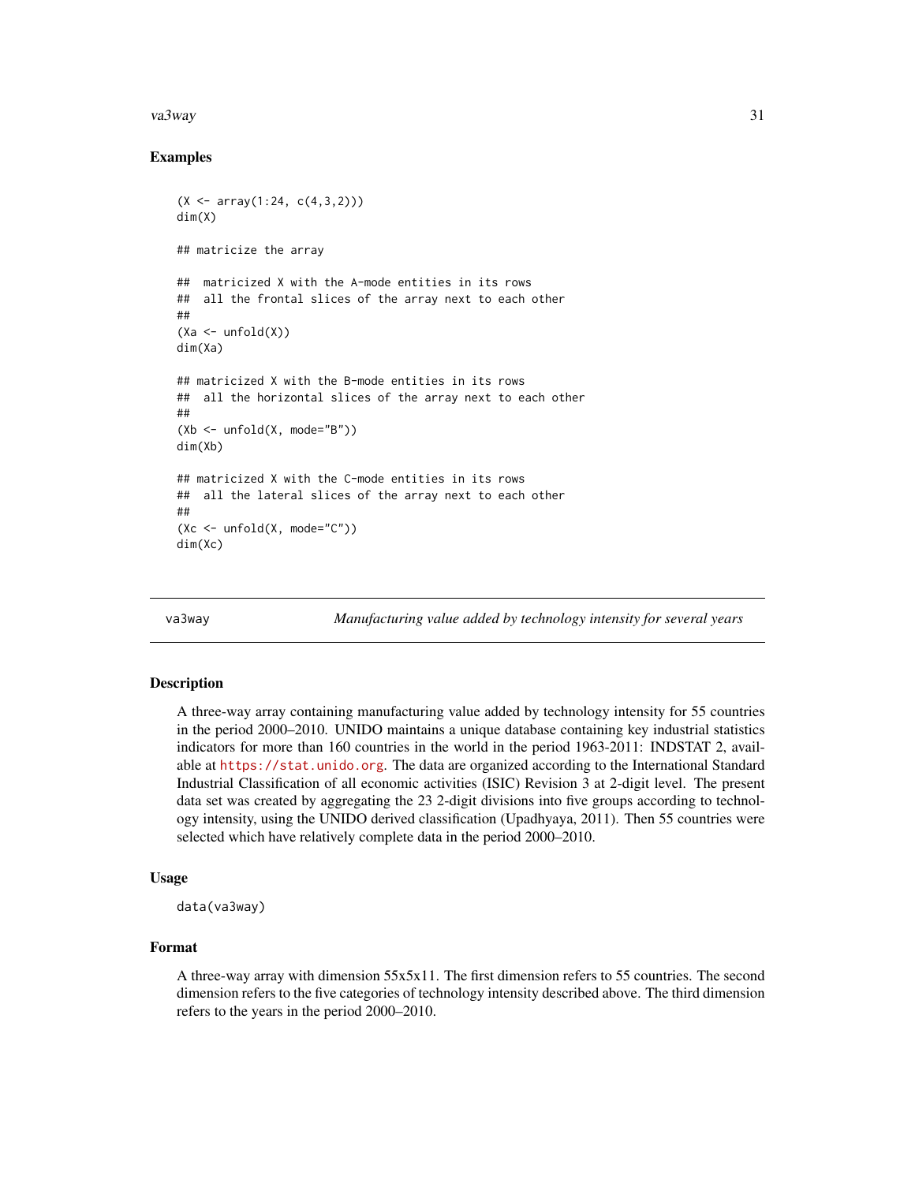## Examples

```
(X <- array(1:24, c(4,3,2)))
dim(X)

## matricize the array

##  matricized X with the A-mode entities in its rows
##  all the frontal slices of the array next to each other
##
(Xa <- unfold(X))
dim(Xa)

## matricized X with the B-mode entities in its rows
##  all the horizontal slices of the array next to each other
##
(Xb <- unfold(X, mode="B"))
dim(Xb)

## matricized X with the C-mode entities in its rows
##  all the lateral slices of the array next to each other
##
(Xc <- unfold(X, mode="C"))
dim(Xc)
```

---

# va3way — *Manufacturing value added by technology intensity for several years*

---

## Description

A three-way array containing manufacturing value added by technology intensity for 55 countries in the period 2000–2010. UNIDO maintains a unique database containing key industrial statistics indicators for more than 160 countries in the world in the period 1963-2011: INDSTAT 2, available at https://stat.unido.org. The data are organized according to the International Standard Industrial Classification of all economic activities (ISIC) Revision 3 at 2-digit level. The present data set was created by aggregating the 23 2-digit divisions into five groups according to technology intensity, using the UNIDO derived classification (Upadhyaya, 2011). Then 55 countries were selected which have relatively complete data in the period 2000–2010.

## Usage

```
data(va3way)
```

## Format

A three-way array with dimension 55x5x11. The first dimension refers to 55 countries. The second dimension refers to the five categories of technology intensity described above. The third dimension refers to the years in the period 2000–2010.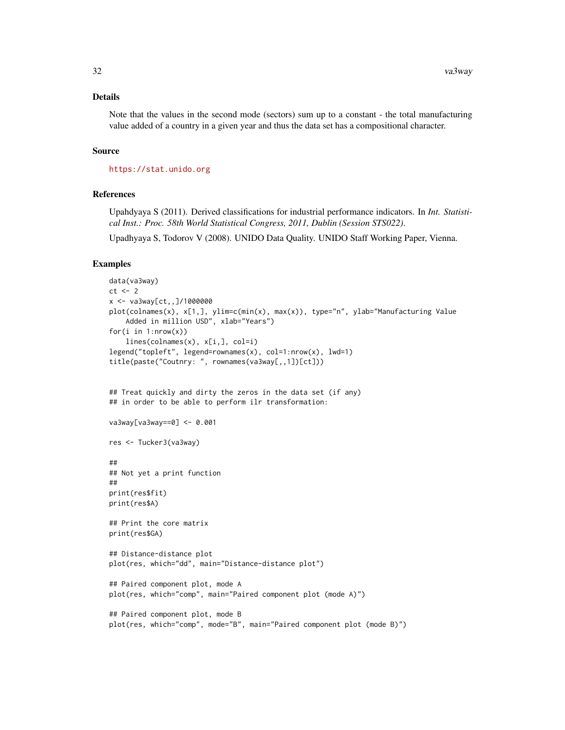### Details

Note that the values in the second mode (sectors) sum up to a constant - the total manufacturing value added of a country in a given year and thus the data set has a compositional character.

### Source

https://stat.unido.org

### References

Upahdyaya S (2011). Derived classifications for industrial performance indicators. In *Int. Statistical Inst.: Proc. 58th World Statistical Congress, 2011, Dublin (Session STS022).*

Upadhyaya S, Todorov V (2008). UNIDO Data Quality. UNIDO Staff Working Paper, Vienna.

### Examples

```
data(va3way)
ct <- 2
x <- va3way[ct,,]/1000000
plot(colnames(x), x[1,], ylim=c(min(x), max(x)), type="n", ylab="Manufacturing Value
    Added in million USD", xlab="Years")
for(i in 1:nrow(x))
    lines(colnames(x), x[i,], col=i)
legend("topleft", legend=rownames(x), col=1:nrow(x), lwd=1)
title(paste("Coutnry: ", rownames(va3way[,,1])[ct]))


## Treat quickly and dirty the zeros in the data set (if any)
## in order to be able to perform ilr transformation:

va3way[va3way==0] <- 0.001

res <- Tucker3(va3way)

##
## Not yet a print function
##
print(res$fit)
print(res$A)

## Print the core matrix
print(res$GA)

## Distance-distance plot
plot(res, which="dd", main="Distance-distance plot")

## Paired component plot, mode A
plot(res, which="comp", main="Paired component plot (mode A)")

## Paired component plot, mode B
plot(res, which="comp", mode="B", main="Paired component plot (mode B)")
```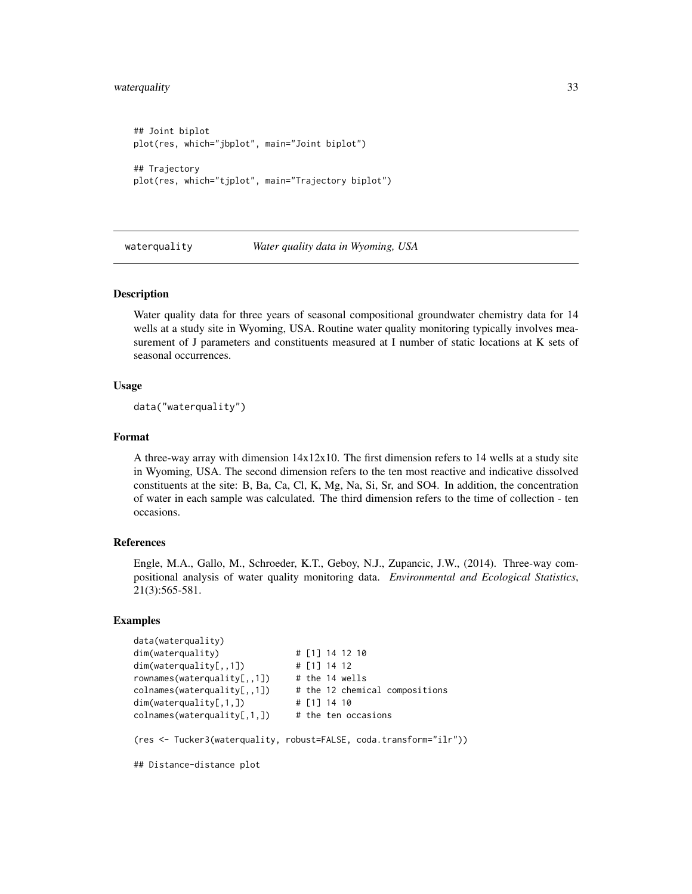```
## Joint biplot
plot(res, which="jbplot", main="Joint biplot")

## Trajectory
plot(res, which="tjplot", main="Trajectory biplot")
```

---

## waterquality — *Water quality data in Wyoming, USA*

### Description

Water quality data for three years of seasonal compositional groundwater chemistry data for 14 wells at a study site in Wyoming, USA. Routine water quality monitoring typically involves measurement of J parameters and constituents measured at I number of static locations at K sets of seasonal occurrences.

### Usage

```
data("waterquality")
```

### Format

A three-way array with dimension 14x12x10. The first dimension refers to 14 wells at a study site in Wyoming, USA. The second dimension refers to the ten most reactive and indicative dissolved constituents at the site: B, Ba, Ca, Cl, K, Mg, Na, Si, Sr, and SO4. In addition, the concentration of water in each sample was calculated. The third dimension refers to the time of collection - ten occasions.

### References

Engle, M.A., Gallo, M., Schroeder, K.T., Geboy, N.J., Zupancic, J.W., (2014). Three-way compositional analysis of water quality monitoring data. *Environmental and Ecological Statistics*, 21(3):565-581.

### Examples

```
data(waterquality)
dim(waterquality)               # [1] 14 12 10
dim(waterquality[,,1])          # [1] 14 12
rownames(waterquality[,,1])     # the 14 wells
colnames(waterquality[,,1])     # the 12 chemical compositions
dim(waterquality[,1,])          # [1] 14 10
colnames(waterquality[,1,])     # the ten occasions

(res <- Tucker3(waterquality, robust=FALSE, coda.transform="ilr"))

## Distance-distance plot
```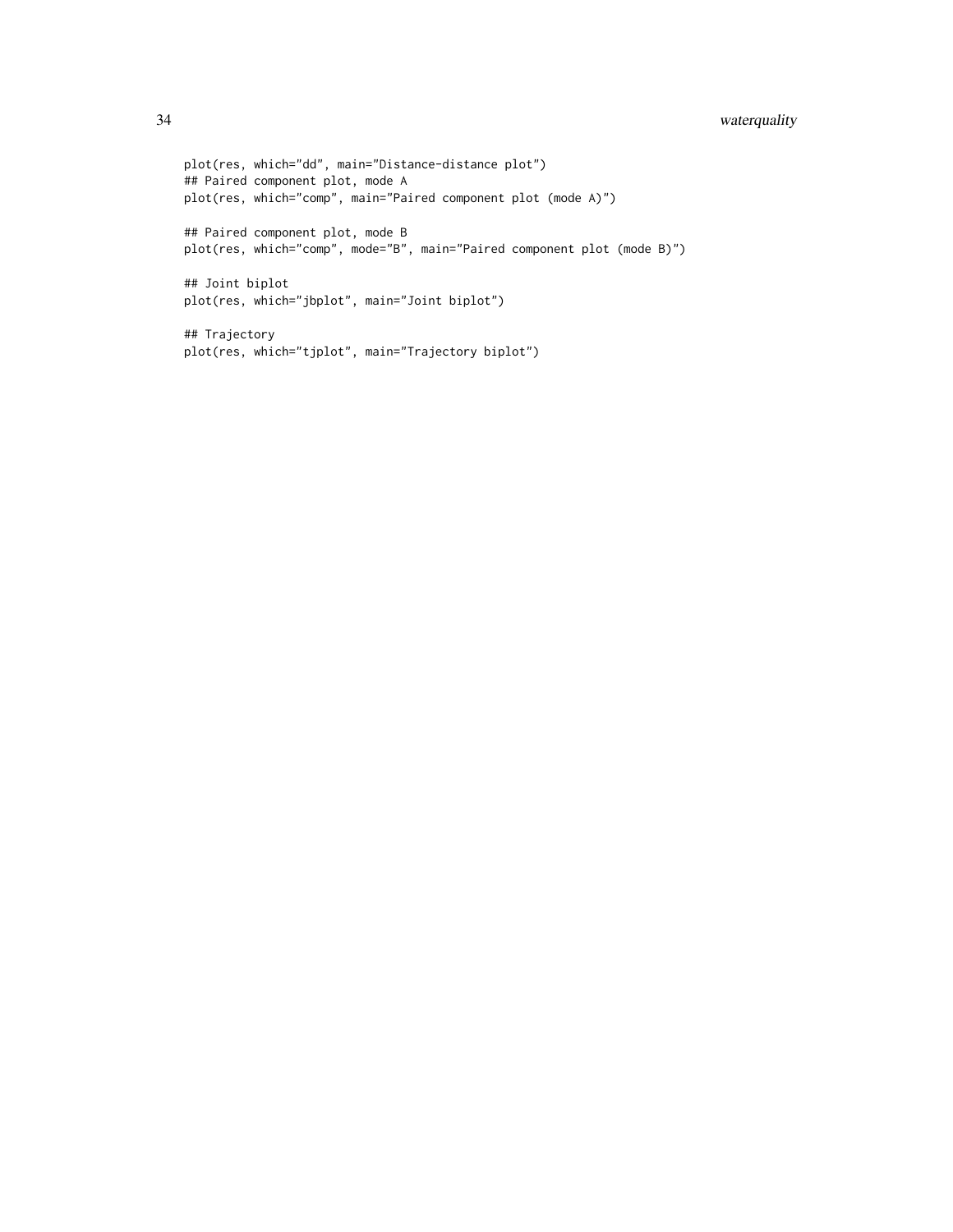```
plot(res, which="dd", main="Distance-distance plot")
## Paired component plot, mode A
plot(res, which="comp", main="Paired component plot (mode A)")

## Paired component plot, mode B
plot(res, which="comp", mode="B", main="Paired component plot (mode B)")

## Joint biplot
plot(res, which="jbplot", main="Joint biplot")

## Trajectory
plot(res, which="tjplot", main="Trajectory biplot")
```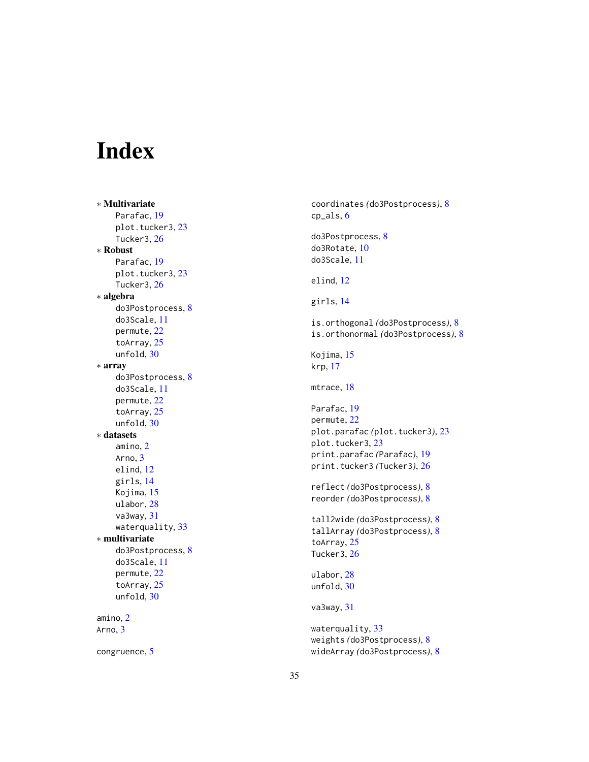# Index

∗ **Multivariate**
  Parafac, 19
  plot.tucker3, 23
  Tucker3, 26

∗ **Robust**
  Parafac, 19
  plot.tucker3, 23
  Tucker3, 26

∗ **algebra**
  do3Postprocess, 8
  do3Scale, 11
  permute, 22
  toArray, 25
  unfold, 30

∗ **array**
  do3Postprocess, 8
  do3Scale, 11
  permute, 22
  toArray, 25
  unfold, 30

∗ **datasets**
  amino, 2
  Arno, 3
  elind, 12
  girls, 14
  Kojima, 15
  ulabor, 28
  va3way, 31
  waterquality, 33

∗ **multivariate**
  do3Postprocess, 8
  do3Scale, 11
  permute, 22
  toArray, 25
  unfold, 30

amino, 2
Arno, 3

congruence, 5
coordinates *(do3Postprocess)*, 8
cp_als, 6

do3Postprocess, 8
do3Rotate, 10
do3Scale, 11

elind, 12

girls, 14

is.orthogonal *(do3Postprocess)*, 8
is.orthonormal *(do3Postprocess)*, 8

Kojima, 15
krp, 17

mtrace, 18

Parafac, 19
permute, 22
plot.parafac *(plot.tucker3)*, 23
plot.tucker3, 23
print.parafac *(Parafac)*, 19
print.tucker3 *(Tucker3)*, 26

reflect *(do3Postprocess)*, 8
reorder *(do3Postprocess)*, 8

tall2wide *(do3Postprocess)*, 8
tallArray *(do3Postprocess)*, 8
toArray, 25
Tucker3, 26

ulabor, 28
unfold, 30

va3way, 31

waterquality, 33
weights *(do3Postprocess)*, 8
wideArray *(do3Postprocess)*, 8